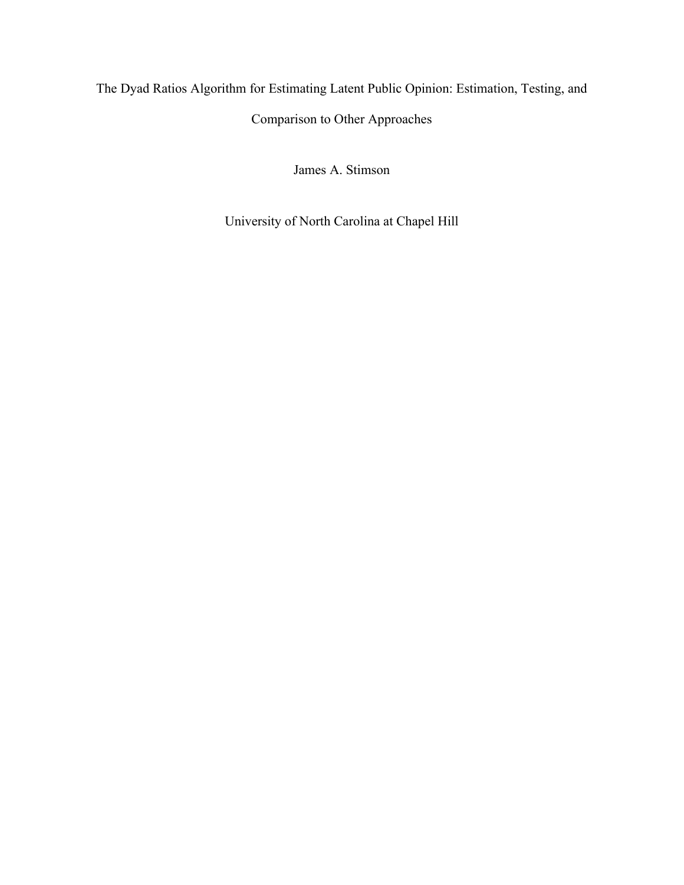# The Dyad Ratios Algorithm for Estimating Latent Public Opinion: Estimation, Testing, and Comparison to Other Approaches

James A. Stimson

University of North Carolina at Chapel Hill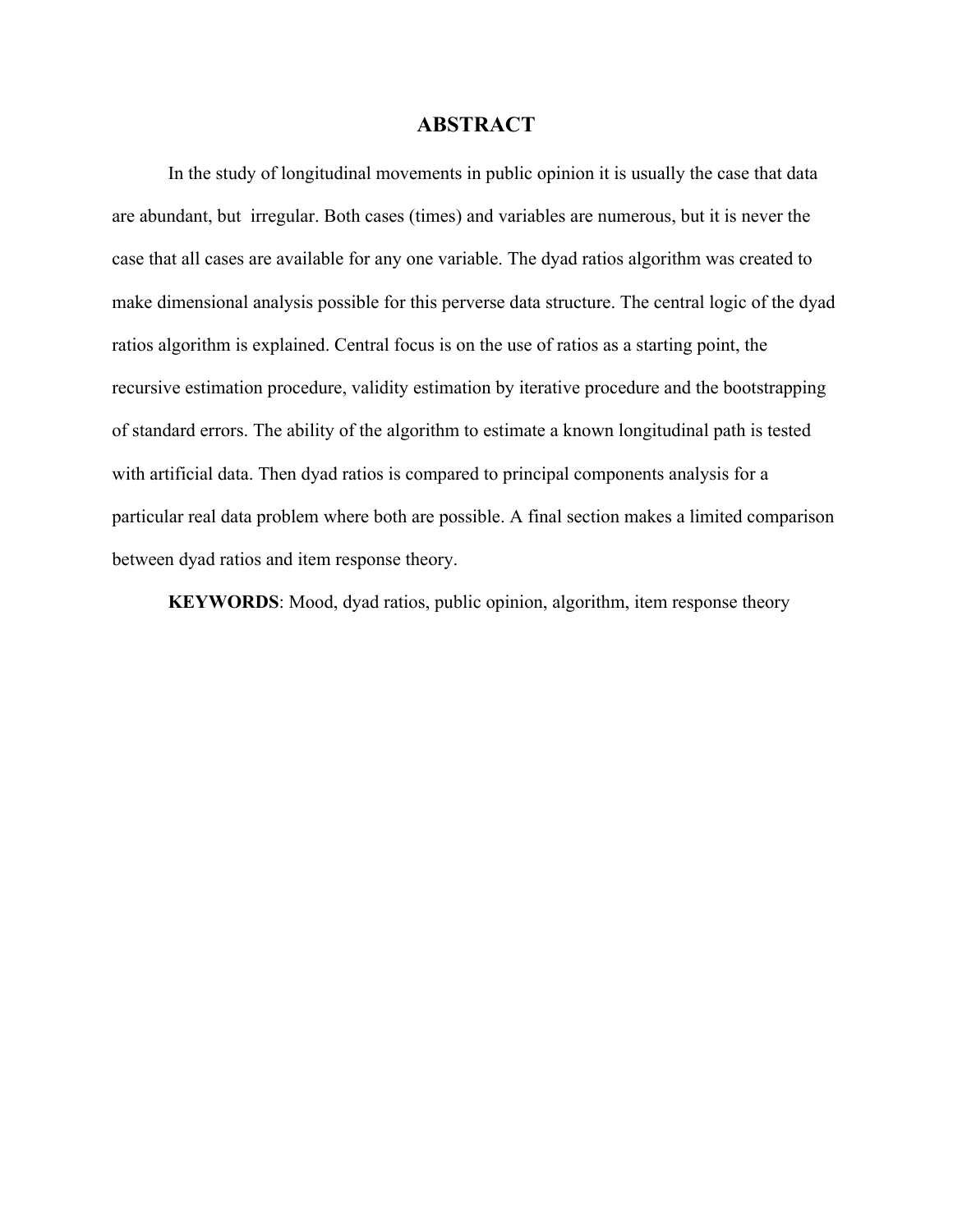# ABSTRACT

In the study of longitudinal movements in public opinion it is usually the case that data are abundant, but irregular. Both cases (times) and variables are numerous, but it is never the case that all cases are available for any one variable. The dyad ratios algorithm was created to make dimensional analysis possible for this perverse data structure. The central logic of the dyad ratios algorithm is explained. Central focus is on the use of ratios as a starting point, the recursive estimation procedure, validity estimation by iterative procedure and the bootstrapping of standard errors. The ability of the algorithm to estimate a known longitudinal path is tested with artificial data. Then dyad ratios is compared to principal components analysis for a particular real data problem where both are possible. A final section makes a limited comparison between dyad ratios and item response theory.

**KEYWORDS**: Mood, dyad ratios, public opinion, algorithm, item response theory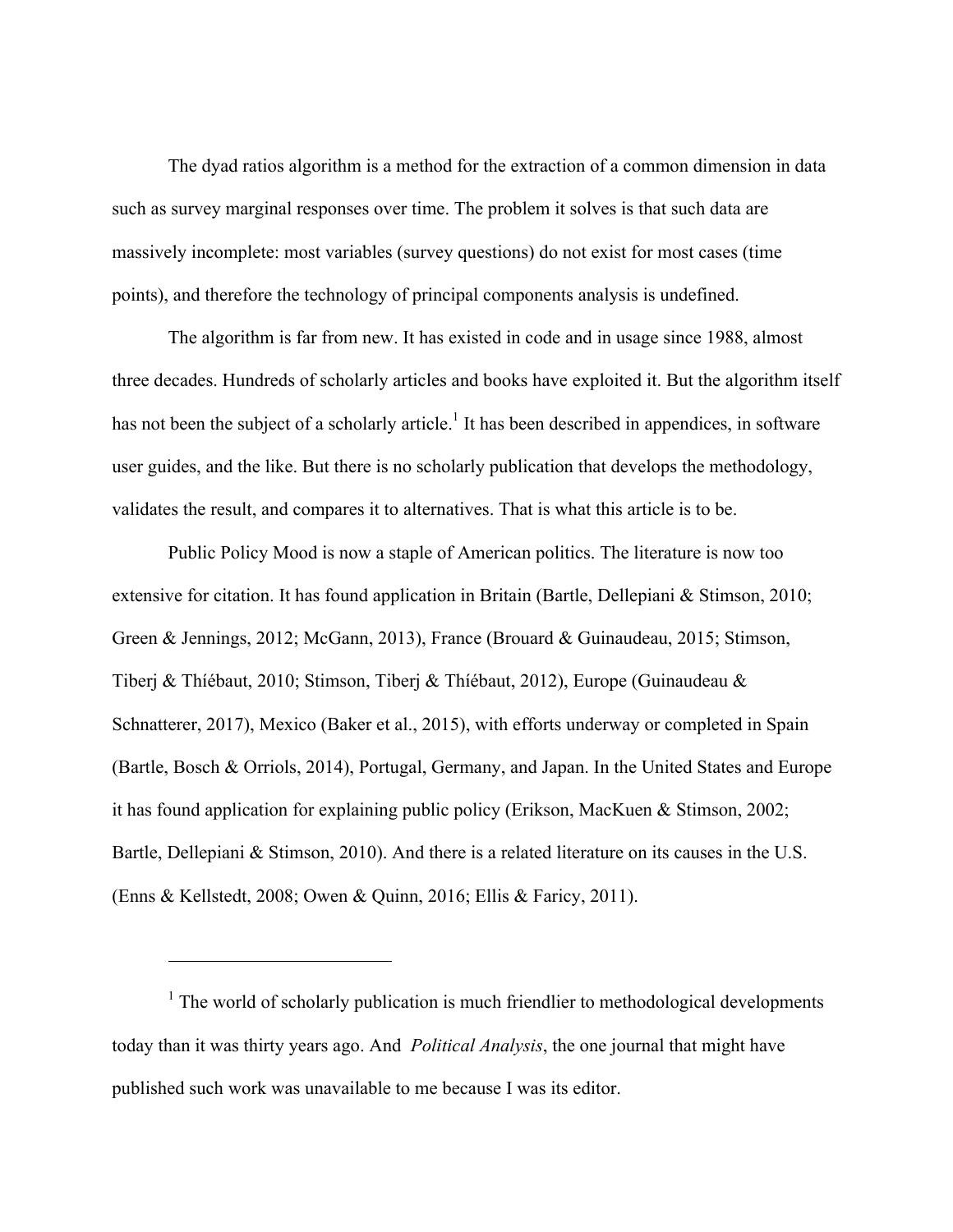The dyad ratios algorithm is a method for the extraction of a common dimension in data such as survey marginal responses over time. The problem it solves is that such data are massively incomplete: most variables (survey questions) do not exist for most cases (time points), and therefore the technology of principal components analysis is undefined.

The algorithm is far from new. It has existed in code and in usage since 1988, almost three decades. Hundreds of scholarly articles and books have exploited it. But the algorithm itself has not been the subject of a scholarly article.[1] It has been described in appendices, in software user guides, and the like. But there is no scholarly publication that develops the methodology, validates the result, and compares it to alternatives. That is what this article is to be.

Public Policy Mood is now a staple of American politics. The literature is now too extensive for citation. It has found application in Britain (Bartle, Dellepiani & Stimson, 2010; Green & Jennings, 2012; McGann, 2013), France (Brouard & Guinaudeau, 2015; Stimson, Tiberj & Thíébaut, 2010; Stimson, Tiberj & Thíébaut, 2012), Europe (Guinaudeau & Schnatterer, 2017), Mexico (Baker et al., 2015), with efforts underway or completed in Spain (Bartle, Bosch & Orriols, 2014), Portugal, Germany, and Japan. In the United States and Europe it has found application for explaining public policy (Erikson, MacKuen & Stimson, 2002; Bartle, Dellepiani & Stimson, 2010). And there is a related literature on its causes in the U.S. (Enns & Kellstedt, 2008; Owen & Quinn, 2016; Ellis & Faricy, 2011).

---

[1] The world of scholarly publication is much friendlier to methodological developments today than it was thirty years ago. And *Political Analysis*, the one journal that might have published such work was unavailable to me because I was its editor.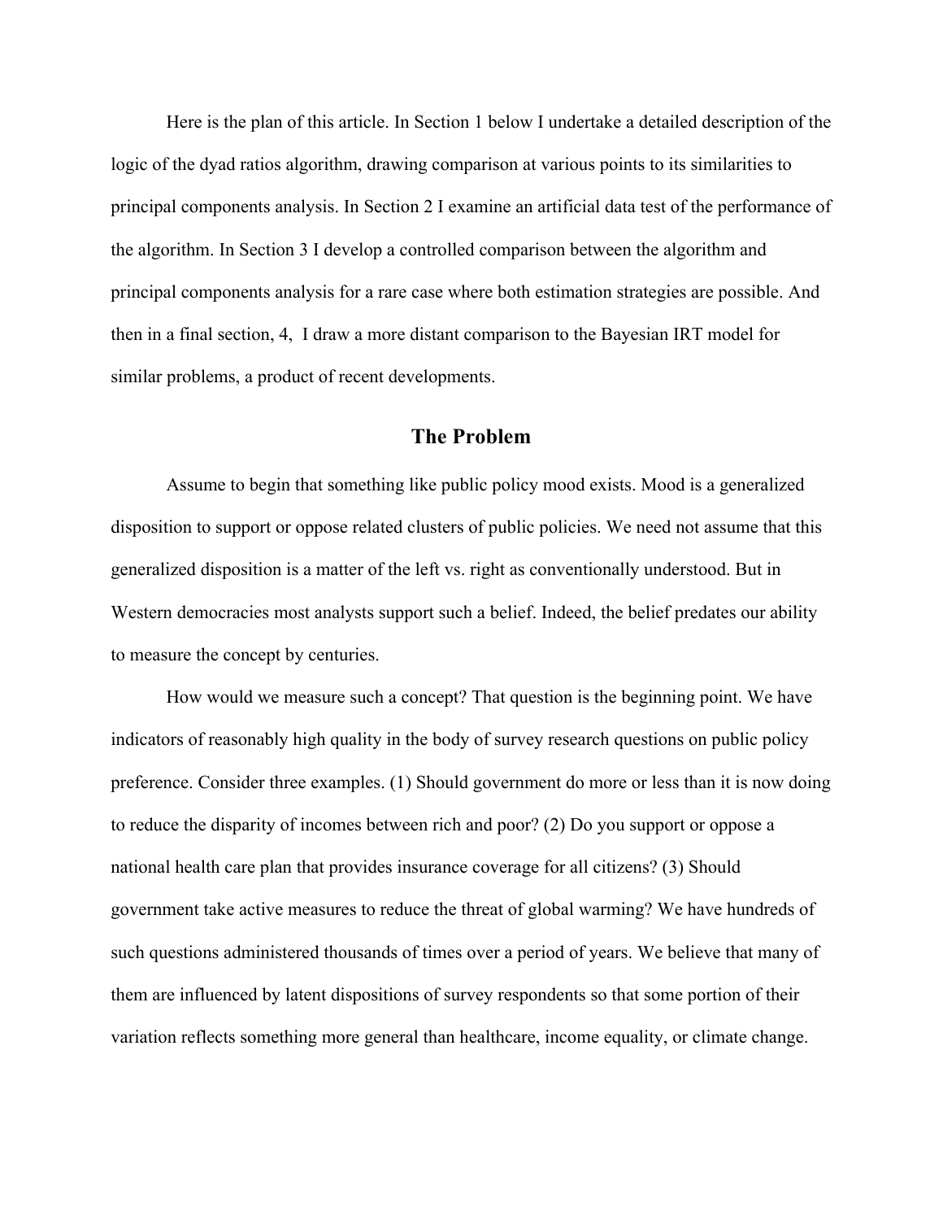Here is the plan of this article. In Section 1 below I undertake a detailed description of the logic of the dyad ratios algorithm, drawing comparison at various points to its similarities to principal components analysis. In Section 2 I examine an artificial data test of the performance of the algorithm. In Section 3 I develop a controlled comparison between the algorithm and principal components analysis for a rare case where both estimation strategies are possible. And then in a final section, 4, I draw a more distant comparison to the Bayesian IRT model for similar problems, a product of recent developments.

## The Problem

Assume to begin that something like public policy mood exists. Mood is a generalized disposition to support or oppose related clusters of public policies. We need not assume that this generalized disposition is a matter of the left vs. right as conventionally understood. But in Western democracies most analysts support such a belief. Indeed, the belief predates our ability to measure the concept by centuries.

How would we measure such a concept? That question is the beginning point. We have indicators of reasonably high quality in the body of survey research questions on public policy preference. Consider three examples. (1) Should government do more or less than it is now doing to reduce the disparity of incomes between rich and poor? (2) Do you support or oppose a national health care plan that provides insurance coverage for all citizens? (3) Should government take active measures to reduce the threat of global warming? We have hundreds of such questions administered thousands of times over a period of years. We believe that many of them are influenced by latent dispositions of survey respondents so that some portion of their variation reflects something more general than healthcare, income equality, or climate change.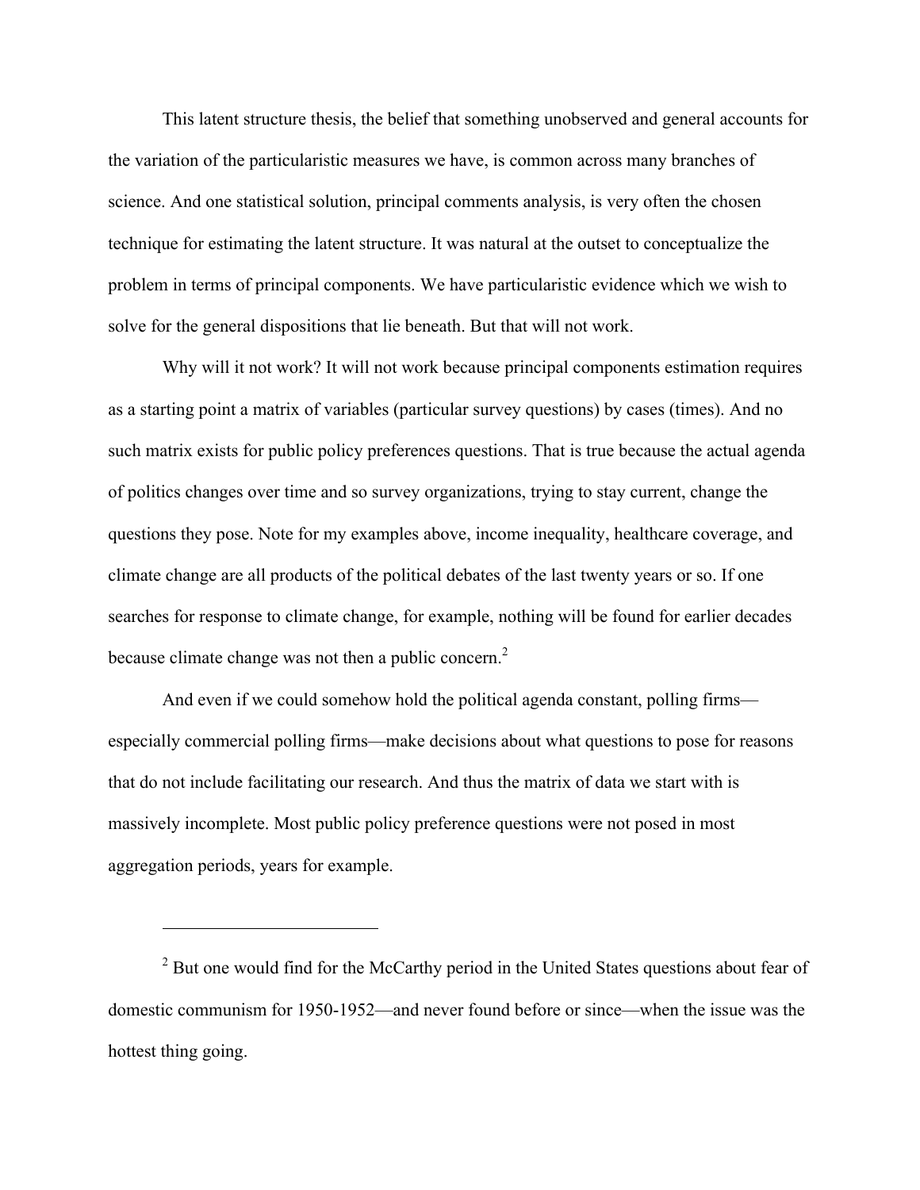This latent structure thesis, the belief that something unobserved and general accounts for the variation of the particularistic measures we have, is common across many branches of science. And one statistical solution, principal comments analysis, is very often the chosen technique for estimating the latent structure. It was natural at the outset to conceptualize the problem in terms of principal components. We have particularistic evidence which we wish to solve for the general dispositions that lie beneath. But that will not work.

Why will it not work? It will not work because principal components estimation requires as a starting point a matrix of variables (particular survey questions) by cases (times). And no such matrix exists for public policy preferences questions. That is true because the actual agenda of politics changes over time and so survey organizations, trying to stay current, change the questions they pose. Note for my examples above, income inequality, healthcare coverage, and climate change are all products of the political debates of the last twenty years or so. If one searches for response to climate change, for example, nothing will be found for earlier decades because climate change was not then a public concern.[2]

And even if we could somehow hold the political agenda constant, polling firms—especially commercial polling firms—make decisions about what questions to pose for reasons that do not include facilitating our research. And thus the matrix of data we start with is massively incomplete. Most public policy preference questions were not posed in most aggregation periods, years for example.

---

[2] But one would find for the McCarthy period in the United States questions about fear of domestic communism for 1950-1952—and never found before or since—when the issue was the hottest thing going.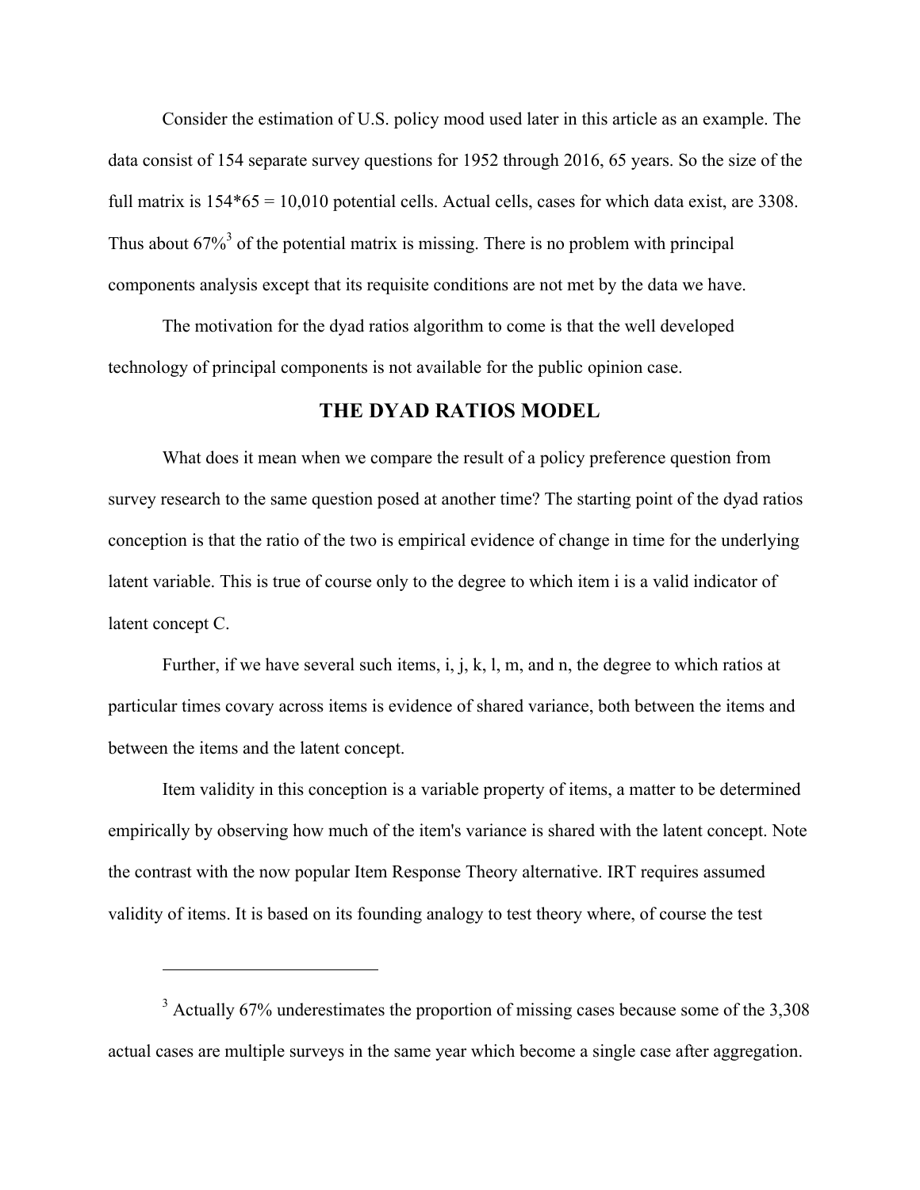Consider the estimation of U.S. policy mood used later in this article as an example. The data consist of 154 separate survey questions for 1952 through 2016, 65 years. So the size of the full matrix is 154*65 = 10,010 potential cells. Actual cells, cases for which data exist, are 3308. Thus about 67%[3] of the potential matrix is missing. There is no problem with principal components analysis except that its requisite conditions are not met by the data we have.

The motivation for the dyad ratios algorithm to come is that the well developed technology of principal components is not available for the public opinion case.

## THE DYAD RATIOS MODEL

What does it mean when we compare the result of a policy preference question from survey research to the same question posed at another time? The starting point of the dyad ratios conception is that the ratio of the two is empirical evidence of change in time for the underlying latent variable. This is true of course only to the degree to which item i is a valid indicator of latent concept C.

Further, if we have several such items, i, j, k, l, m, and n, the degree to which ratios at particular times covary across items is evidence of shared variance, both between the items and between the items and the latent concept.

Item validity in this conception is a variable property of items, a matter to be determined empirically by observing how much of the item's variance is shared with the latent concept. Note the contrast with the now popular Item Response Theory alternative. IRT requires assumed validity of items. It is based on its founding analogy to test theory where, of course the test

---

[3] Actually 67% underestimates the proportion of missing cases because some of the 3,308 actual cases are multiple surveys in the same year which become a single case after aggregation.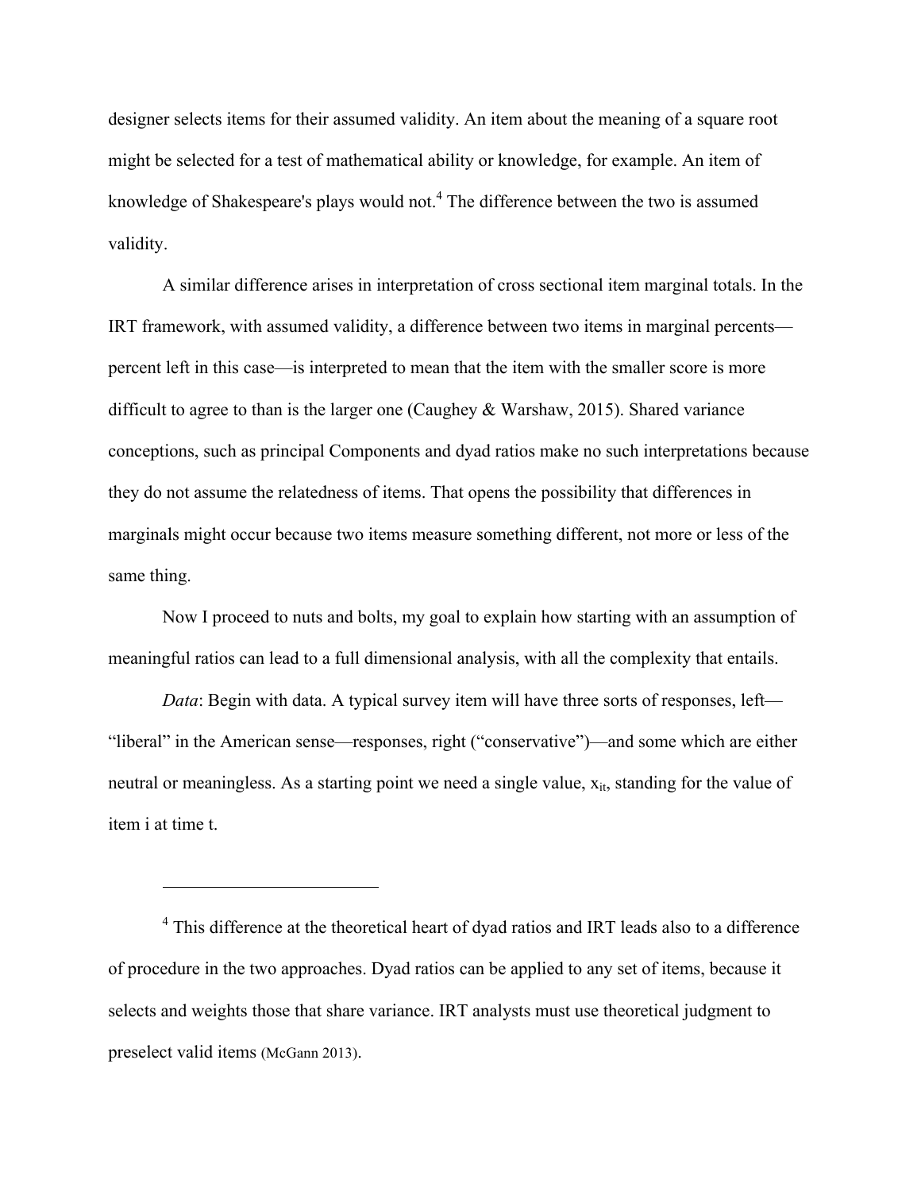designer selects items for their assumed validity. An item about the meaning of a square root might be selected for a test of mathematical ability or knowledge, for example. An item of knowledge of Shakespeare's plays would not.[4] The difference between the two is assumed validity.

A similar difference arises in interpretation of cross sectional item marginal totals. In the IRT framework, with assumed validity, a difference between two items in marginal percents—percent left in this case—is interpreted to mean that the item with the smaller score is more difficult to agree to than is the larger one (Caughey & Warshaw, 2015). Shared variance conceptions, such as principal Components and dyad ratios make no such interpretations because they do not assume the relatedness of items. That opens the possibility that differences in marginals might occur because two items measure something different, not more or less of the same thing.

Now I proceed to nuts and bolts, my goal to explain how starting with an assumption of meaningful ratios can lead to a full dimensional analysis, with all the complexity that entails.

*Data*: Begin with data. A typical survey item will have three sorts of responses, left—"liberal" in the American sense—responses, right ("conservative")—and some which are either neutral or meaningless. As a starting point we need a single value, $x_{it}$, standing for the value of item i at time t.

---

[4] This difference at the theoretical heart of dyad ratios and IRT leads also to a difference of procedure in the two approaches. Dyad ratios can be applied to any set of items, because it selects and weights those that share variance. IRT analysts must use theoretical judgment to preselect valid items (McGann 2013).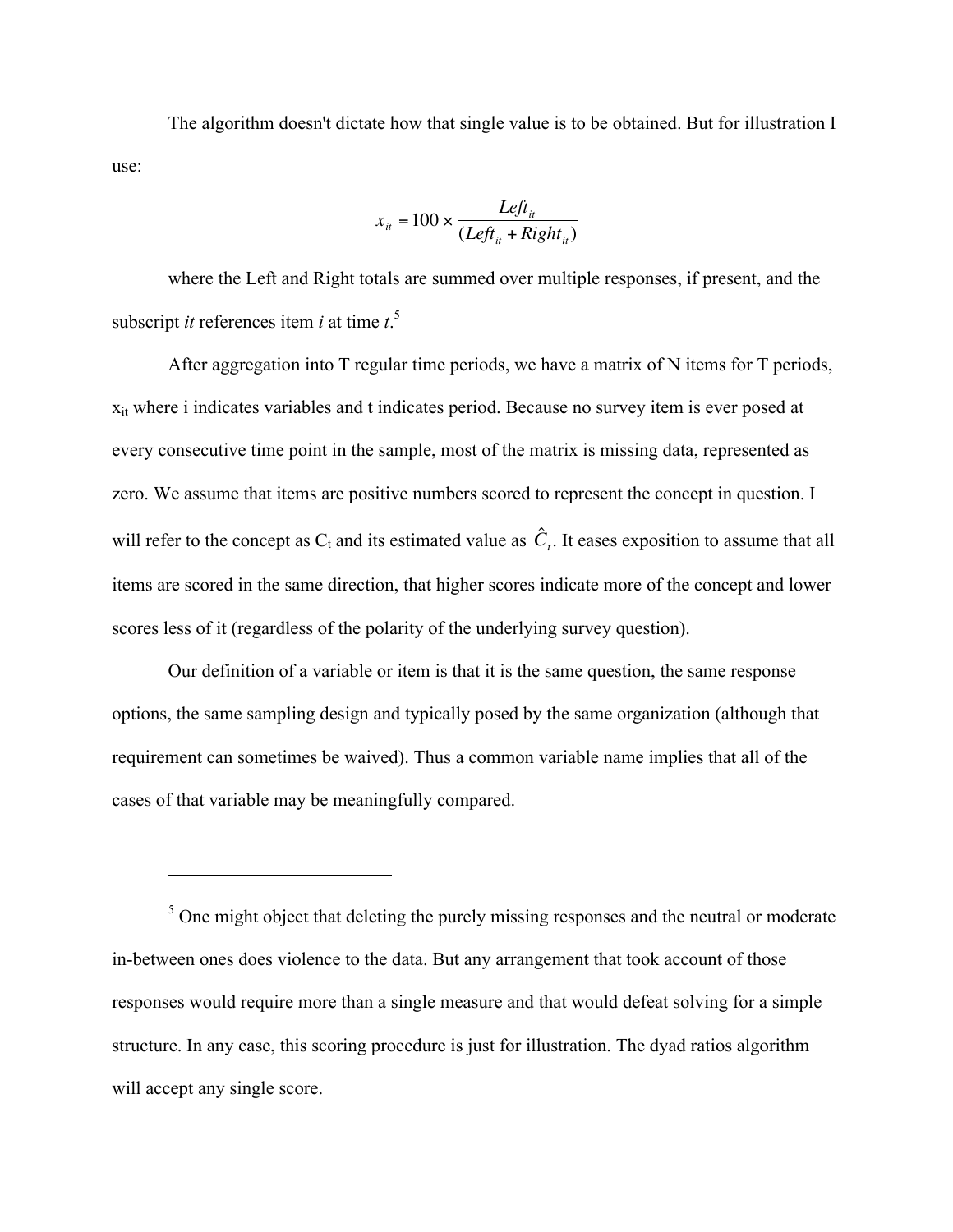The algorithm doesn't dictate how that single value is to be obtained. But for illustration I use:

$$x_{it} = 100 \times \frac{Left_{it}}{(Left_{it} + Right_{it})}$$

where the Left and Right totals are summed over multiple responses, if present, and the subscript *it* references item *i* at time *t*.[5]

After aggregation into T regular time periods, we have a matrix of N items for T periods, $x_{it}$ where i indicates variables and t indicates period. Because no survey item is ever posed at every consecutive time point in the sample, most of the matrix is missing data, represented as zero. We assume that items are positive numbers scored to represent the concept in question. I will refer to the concept as $C_t$ and its estimated value as $\hat{C}_t$. It eases exposition to assume that all items are scored in the same direction, that higher scores indicate more of the concept and lower scores less of it (regardless of the polarity of the underlying survey question).

Our definition of a variable or item is that it is the same question, the same response options, the same sampling design and typically posed by the same organization (although that requirement can sometimes be waived). Thus a common variable name implies that all of the cases of that variable may be meaningfully compared.

---

[5] One might object that deleting the purely missing responses and the neutral or moderate in-between ones does violence to the data. But any arrangement that took account of those responses would require more than a single measure and that would defeat solving for a simple structure. In any case, this scoring procedure is just for illustration. The dyad ratios algorithm will accept any single score.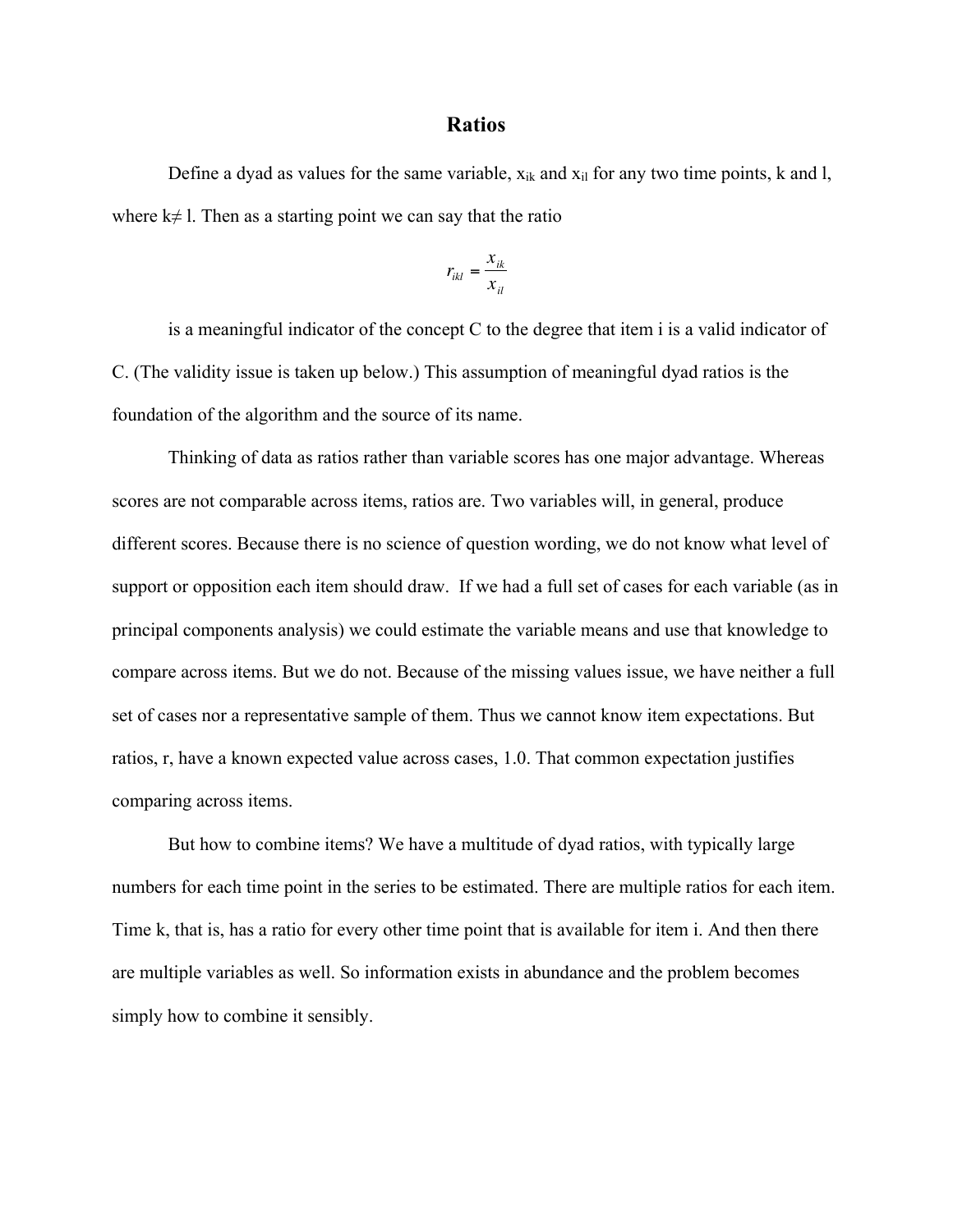## Ratios

Define a dyad as values for the same variable, $x_{ik}$ and $x_{il}$ for any two time points, k and l, where $k \neq l$. Then as a starting point we can say that the ratio

$$r_{ikl} = \frac{x_{ik}}{x_{il}}$$

is a meaningful indicator of the concept C to the degree that item i is a valid indicator of C. (The validity issue is taken up below.) This assumption of meaningful dyad ratios is the foundation of the algorithm and the source of its name.

Thinking of data as ratios rather than variable scores has one major advantage. Whereas scores are not comparable across items, ratios are. Two variables will, in general, produce different scores. Because there is no science of question wording, we do not know what level of support or opposition each item should draw. If we had a full set of cases for each variable (as in principal components analysis) we could estimate the variable means and use that knowledge to compare across items. But we do not. Because of the missing values issue, we have neither a full set of cases nor a representative sample of them. Thus we cannot know item expectations. But ratios, r, have a known expected value across cases, 1.0. That common expectation justifies comparing across items.

But how to combine items? We have a multitude of dyad ratios, with typically large numbers for each time point in the series to be estimated. There are multiple ratios for each item. Time k, that is, has a ratio for every other time point that is available for item i. And then there are multiple variables as well. So information exists in abundance and the problem becomes simply how to combine it sensibly.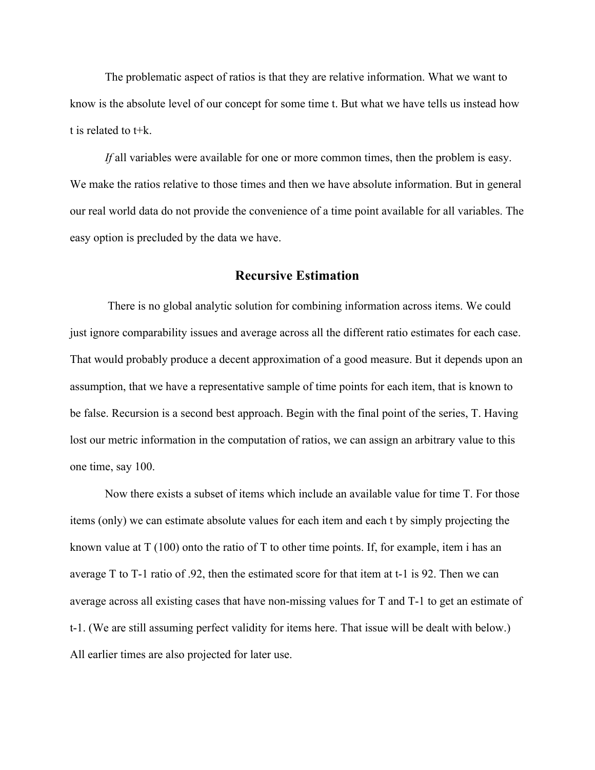The problematic aspect of ratios is that they are relative information. What we want to know is the absolute level of our concept for some time t. But what we have tells us instead how t is related to t+k.

*If* all variables were available for one or more common times, then the problem is easy. We make the ratios relative to those times and then we have absolute information. But in general our real world data do not provide the convenience of a time point available for all variables. The easy option is precluded by the data we have.

## Recursive Estimation

There is no global analytic solution for combining information across items. We could just ignore comparability issues and average across all the different ratio estimates for each case. That would probably produce a decent approximation of a good measure. But it depends upon an assumption, that we have a representative sample of time points for each item, that is known to be false. Recursion is a second best approach. Begin with the final point of the series, T. Having lost our metric information in the computation of ratios, we can assign an arbitrary value to this one time, say 100.

Now there exists a subset of items which include an available value for time T. For those items (only) we can estimate absolute values for each item and each t by simply projecting the known value at T (100) onto the ratio of T to other time points. If, for example, item i has an average T to T-1 ratio of .92, then the estimated score for that item at t-1 is 92. Then we can average across all existing cases that have non-missing values for T and T-1 to get an estimate of t-1. (We are still assuming perfect validity for items here. That issue will be dealt with below.) All earlier times are also projected for later use.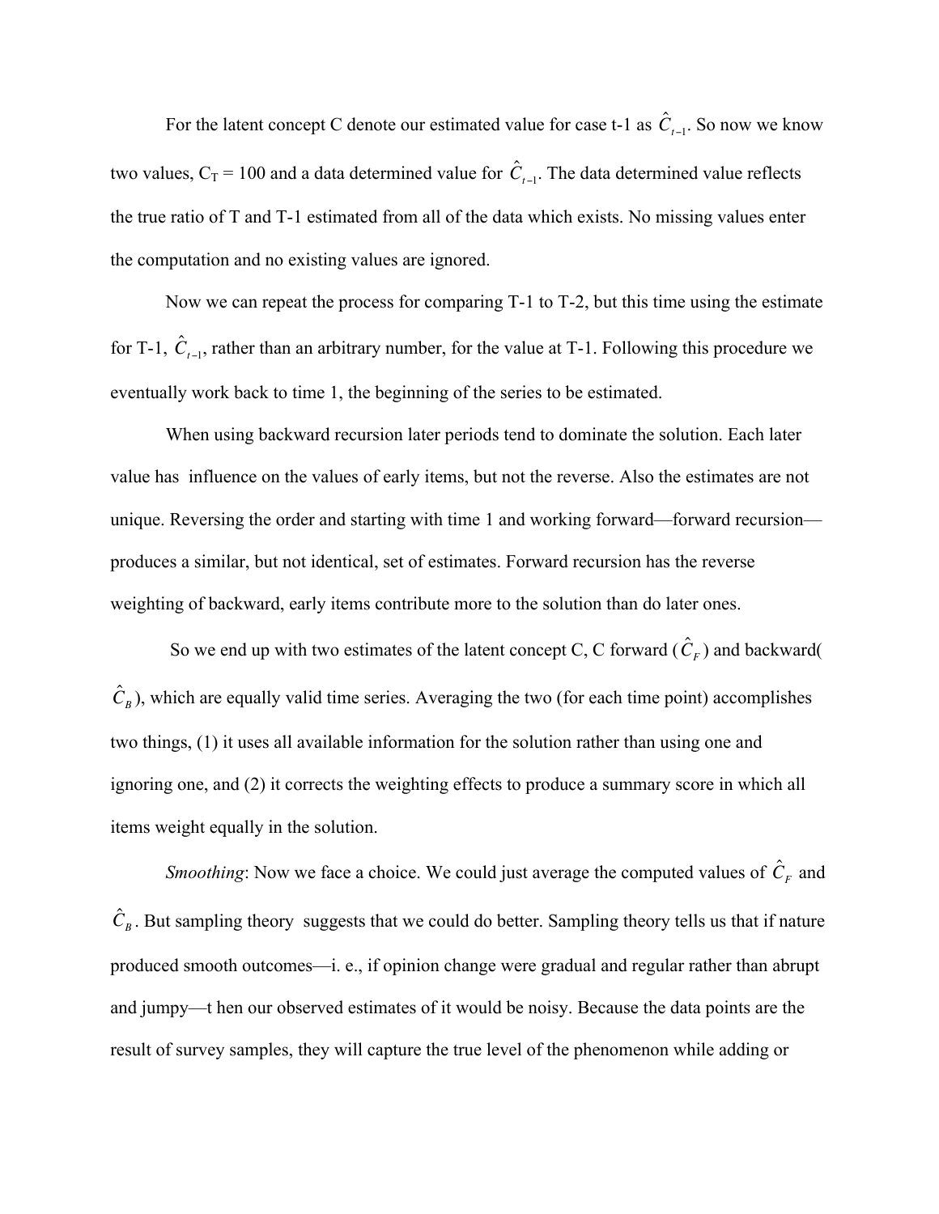For the latent concept C denote our estimated value for case t-1 as $\hat{C}_{t-1}$. So now we know two values, $C_T = 100$ and a data determined value for $\hat{C}_{t-1}$. The data determined value reflects the true ratio of T and T-1 estimated from all of the data which exists. No missing values enter the computation and no existing values are ignored.

Now we can repeat the process for comparing T-1 to T-2, but this time using the estimate for T-1, $\hat{C}_{t-1}$, rather than an arbitrary number, for the value at T-1. Following this procedure we eventually work back to time 1, the beginning of the series to be estimated.

When using backward recursion later periods tend to dominate the solution. Each later value has influence on the values of early items, but not the reverse. Also the estimates are not unique. Reversing the order and starting with time 1 and working forward—forward recursion—produces a similar, but not identical, set of estimates. Forward recursion has the reverse weighting of backward, early items contribute more to the solution than do later ones.

So we end up with two estimates of the latent concept C, C forward ($\hat{C}_F$) and backward($\hat{C}_B$), which are equally valid time series. Averaging the two (for each time point) accomplishes two things, (1) it uses all available information for the solution rather than using one and ignoring one, and (2) it corrects the weighting effects to produce a summary score in which all items weight equally in the solution.

*Smoothing*: Now we face a choice. We could just average the computed values of $\hat{C}_F$ and $\hat{C}_B$. But sampling theory suggests that we could do better. Sampling theory tells us that if nature produced smooth outcomes—i. e., if opinion change were gradual and regular rather than abrupt and jumpy—t hen our observed estimates of it would be noisy. Because the data points are the result of survey samples, they will capture the true level of the phenomenon while adding or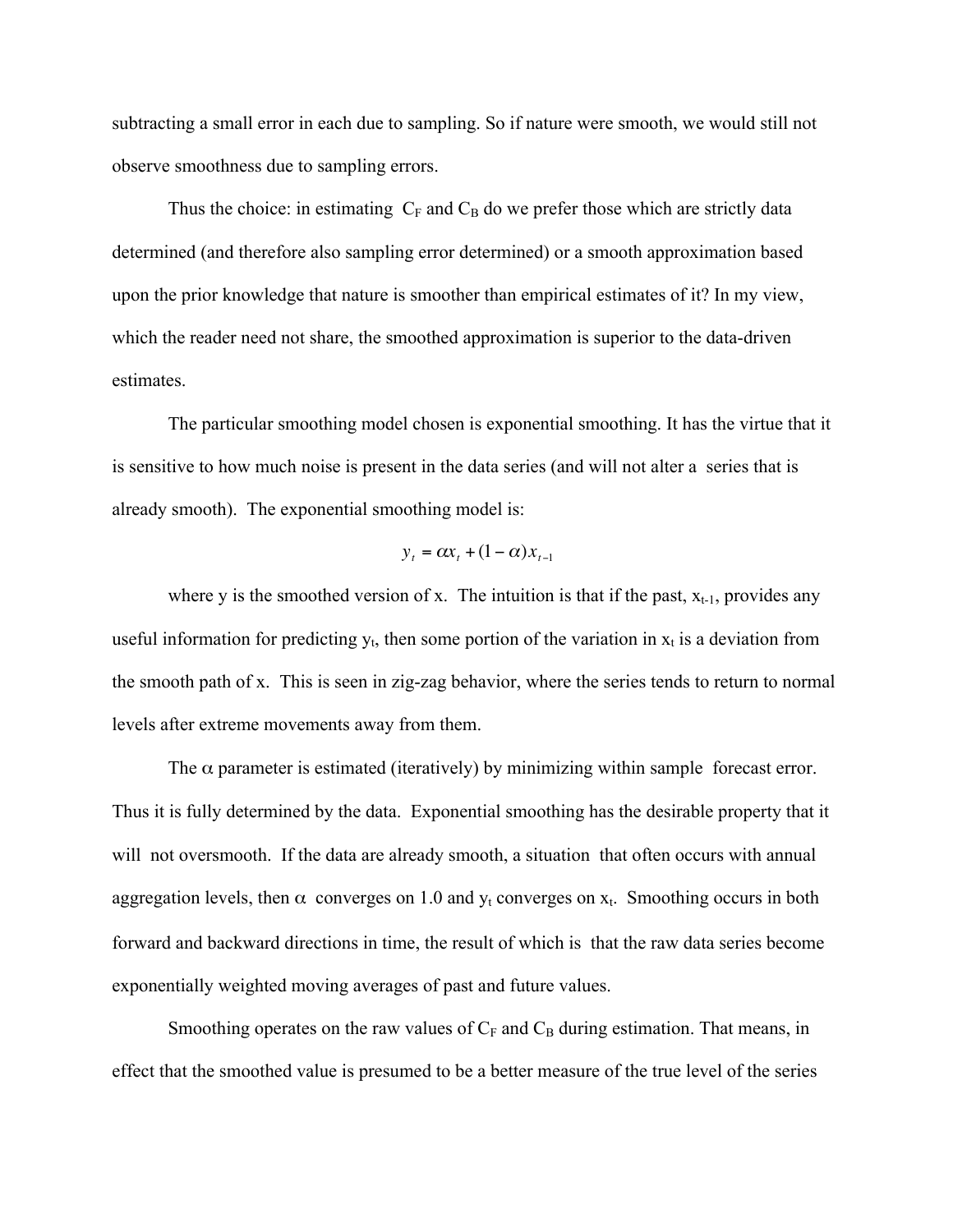subtracting a small error in each due to sampling. So if nature were smooth, we would still not observe smoothness due to sampling errors.

Thus the choice: in estimating $C_F$ and $C_B$ do we prefer those which are strictly data determined (and therefore also sampling error determined) or a smooth approximation based upon the prior knowledge that nature is smoother than empirical estimates of it? In my view, which the reader need not share, the smoothed approximation is superior to the data-driven estimates.

The particular smoothing model chosen is exponential smoothing. It has the virtue that it is sensitive to how much noise is present in the data series (and will not alter a series that is already smooth). The exponential smoothing model is:

$$y_t = \alpha x_t + (1-\alpha)x_{t-1}$$

where y is the smoothed version of x. The intuition is that if the past, $x_{t-1}$, provides any useful information for predicting $y_t$, then some portion of the variation in $x_t$ is a deviation from the smooth path of x. This is seen in zig-zag behavior, where the series tends to return to normal levels after extreme movements away from them.

The $\alpha$ parameter is estimated (iteratively) by minimizing within sample forecast error. Thus it is fully determined by the data. Exponential smoothing has the desirable property that it will not oversmooth. If the data are already smooth, a situation that often occurs with annual aggregation levels, then $\alpha$ converges on 1.0 and $y_t$ converges on $x_t$. Smoothing occurs in both forward and backward directions in time, the result of which is that the raw data series become exponentially weighted moving averages of past and future values.

Smoothing operates on the raw values of $C_F$ and $C_B$ during estimation. That means, in effect that the smoothed value is presumed to be a better measure of the true level of the series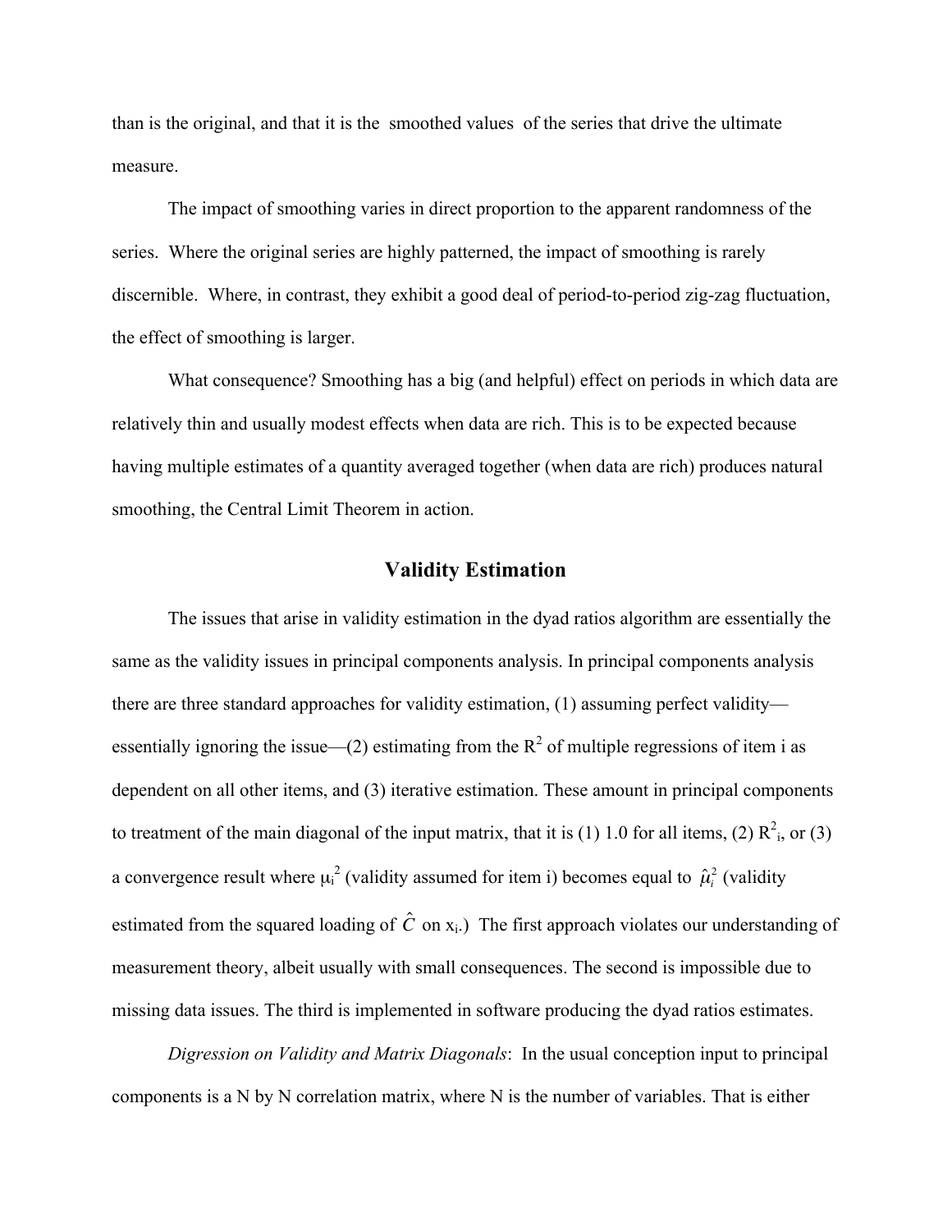than is the original, and that it is the smoothed values of the series that drive the ultimate measure.

The impact of smoothing varies in direct proportion to the apparent randomness of the series. Where the original series are highly patterned, the impact of smoothing is rarely discernible. Where, in contrast, they exhibit a good deal of period-to-period zig-zag fluctuation, the effect of smoothing is larger.

What consequence? Smoothing has a big (and helpful) effect on periods in which data are relatively thin and usually modest effects when data are rich. This is to be expected because having multiple estimates of a quantity averaged together (when data are rich) produces natural smoothing, the Central Limit Theorem in action.

## Validity Estimation

The issues that arise in validity estimation in the dyad ratios algorithm are essentially the same as the validity issues in principal components analysis. In principal components analysis there are three standard approaches for validity estimation, (1) assuming perfect validity—essentially ignoring the issue—(2) estimating from the $R^2$ of multiple regressions of item i as dependent on all other items, and (3) iterative estimation. These amount in principal components to treatment of the main diagonal of the input matrix, that it is (1) 1.0 for all items, (2) $R^2_i$, or (3) a convergence result where $\mu_i^2$ (validity assumed for item i) becomes equal to $\hat{\mu}_i^2$ (validity estimated from the squared loading of $\hat{C}$ on $x_i$.) The first approach violates our understanding of measurement theory, albeit usually with small consequences. The second is impossible due to missing data issues. The third is implemented in software producing the dyad ratios estimates.

*Digression on Validity and Matrix Diagonals*: In the usual conception input to principal components is a N by N correlation matrix, where N is the number of variables. That is either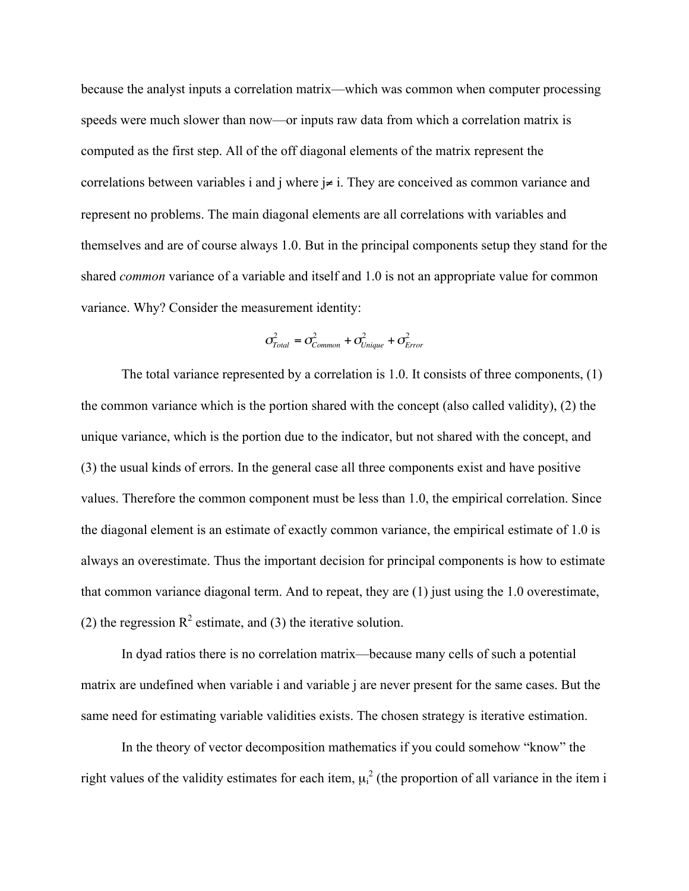because the analyst inputs a correlation matrix—which was common when computer processing speeds were much slower than now—or inputs raw data from which a correlation matrix is computed as the first step. All of the off diagonal elements of the matrix represent the correlations between variables i and j where $j \neq i$. They are conceived as common variance and represent no problems. The main diagonal elements are all correlations with variables and themselves and are of course always 1.0. But in the principal components setup they stand for the shared *common* variance of a variable and itself and 1.0 is not an appropriate value for common variance. Why? Consider the measurement identity:

$$\sigma^2_{Total} = \sigma^2_{Common} + \sigma^2_{Unique} + \sigma^2_{Error}$$

The total variance represented by a correlation is 1.0. It consists of three components, (1) the common variance which is the portion shared with the concept (also called validity), (2) the unique variance, which is the portion due to the indicator, but not shared with the concept, and (3) the usual kinds of errors. In the general case all three components exist and have positive values. Therefore the common component must be less than 1.0, the empirical correlation. Since the diagonal element is an estimate of exactly common variance, the empirical estimate of 1.0 is always an overestimate. Thus the important decision for principal components is how to estimate that common variance diagonal term. And to repeat, they are (1) just using the 1.0 overestimate, (2) the regression $R^2$ estimate, and (3) the iterative solution.

In dyad ratios there is no correlation matrix—because many cells of such a potential matrix are undefined when variable i and variable j are never present for the same cases. But the same need for estimating variable validities exists. The chosen strategy is iterative estimation.

In the theory of vector decomposition mathematics if you could somehow "know" the right values of the validity estimates for each item, $\mu_i^2$ (the proportion of all variance in the item i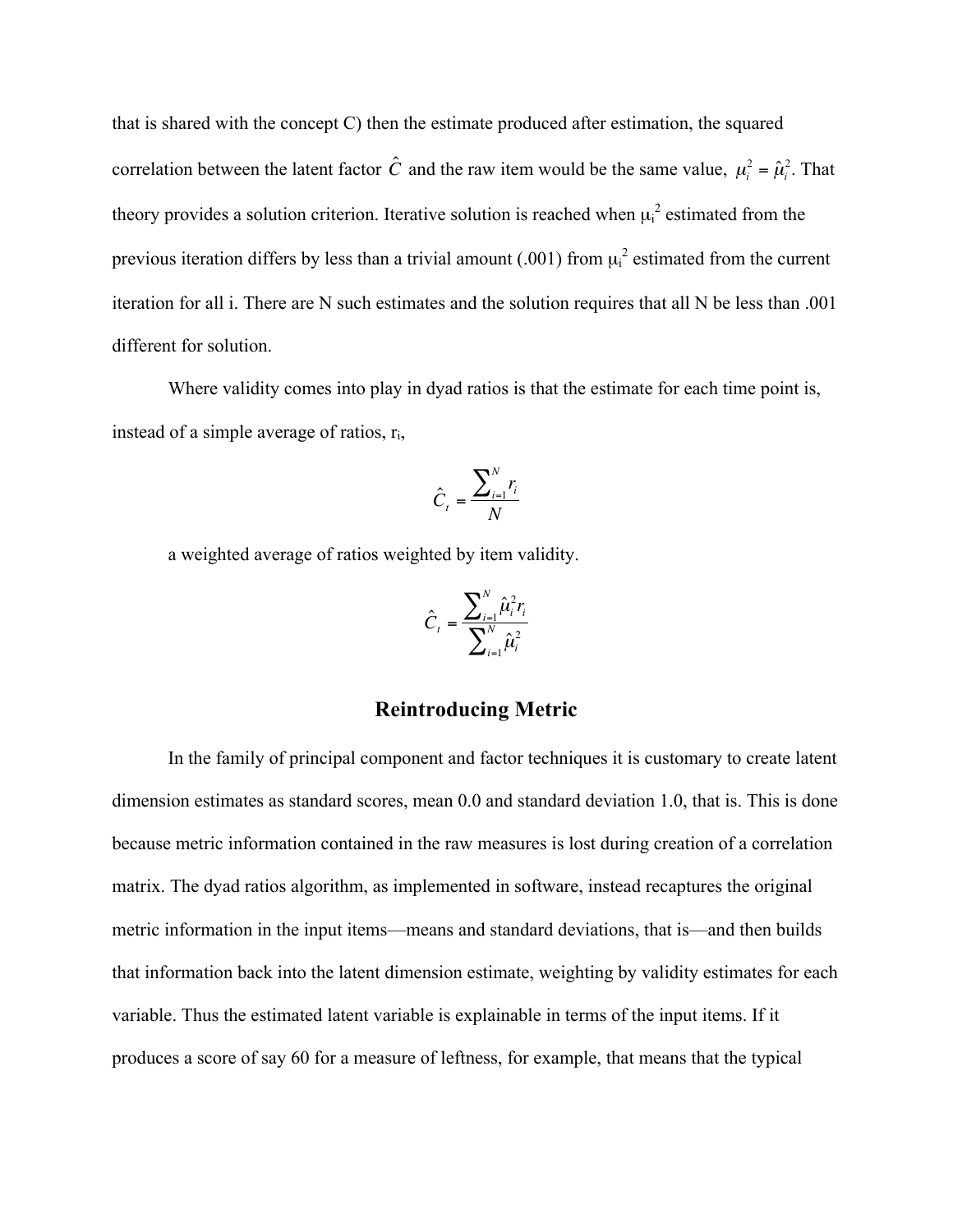that is shared with the concept C) then the estimate produced after estimation, the squared correlation between the latent factor $\hat{C}$ and the raw item would be the same value, $\mu_i^2 = \hat{\mu}_i^2$. That theory provides a solution criterion. Iterative solution is reached when $\mu_i^2$ estimated from the previous iteration differs by less than a trivial amount (.001) from $\mu_i^2$ estimated from the current iteration for all i. There are N such estimates and the solution requires that all N be less than .001 different for solution.

Where validity comes into play in dyad ratios is that the estimate for each time point is, instead of a simple average of ratios, $r_i$,

$$\hat{C}_t = \frac{\sum_{i=1}^{N} r_i}{N}$$

a weighted average of ratios weighted by item validity.

$$\hat{C}_t = \frac{\sum_{i=1}^{N} \hat{\mu}_i^2 r_i}{\sum_{i=1}^{N} \hat{\mu}_i^2}$$

## Reintroducing Metric

In the family of principal component and factor techniques it is customary to create latent dimension estimates as standard scores, mean 0.0 and standard deviation 1.0, that is. This is done because metric information contained in the raw measures is lost during creation of a correlation matrix. The dyad ratios algorithm, as implemented in software, instead recaptures the original metric information in the input items—means and standard deviations, that is—and then builds that information back into the latent dimension estimate, weighting by validity estimates for each variable. Thus the estimated latent variable is explainable in terms of the input items. If it produces a score of say 60 for a measure of leftness, for example, that means that the typical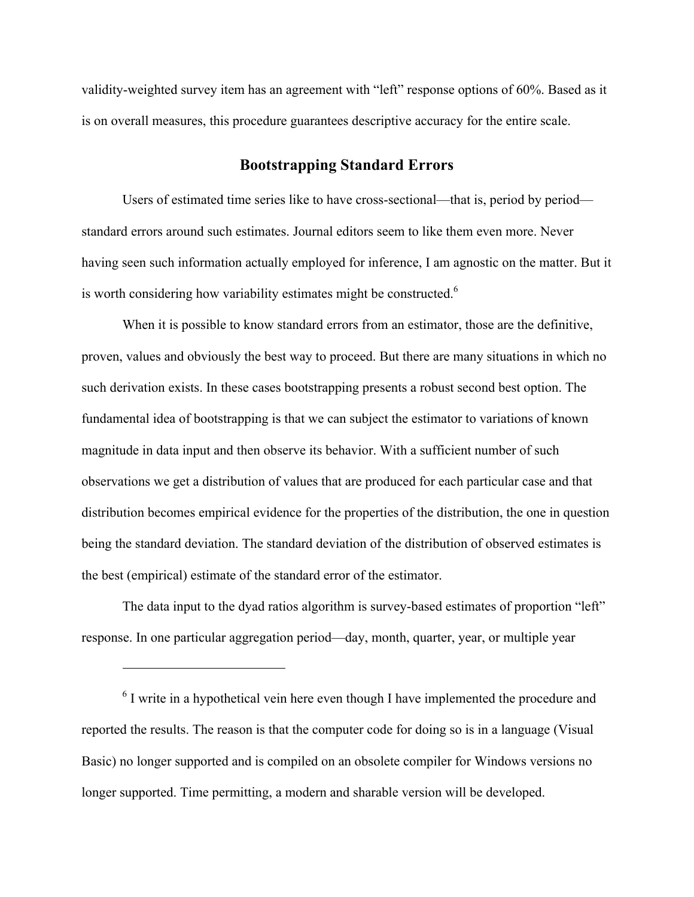validity-weighted survey item has an agreement with "left" response options of 60%. Based as it is on overall measures, this procedure guarantees descriptive accuracy for the entire scale.

## Bootstrapping Standard Errors

Users of estimated time series like to have cross-sectional—that is, period by period—standard errors around such estimates. Journal editors seem to like them even more. Never having seen such information actually employed for inference, I am agnostic on the matter. But it is worth considering how variability estimates might be constructed.[6]

When it is possible to know standard errors from an estimator, those are the definitive, proven, values and obviously the best way to proceed. But there are many situations in which no such derivation exists. In these cases bootstrapping presents a robust second best option. The fundamental idea of bootstrapping is that we can subject the estimator to variations of known magnitude in data input and then observe its behavior. With a sufficient number of such observations we get a distribution of values that are produced for each particular case and that distribution becomes empirical evidence for the properties of the distribution, the one in question being the standard deviation. The standard deviation of the distribution of observed estimates is the best (empirical) estimate of the standard error of the estimator.

The data input to the dyad ratios algorithm is survey-based estimates of proportion "left" response. In one particular aggregation period—day, month, quarter, year, or multiple year

---

[6] I write in a hypothetical vein here even though I have implemented the procedure and reported the results. The reason is that the computer code for doing so is in a language (Visual Basic) no longer supported and is compiled on an obsolete compiler for Windows versions no longer supported. Time permitting, a modern and sharable version will be developed.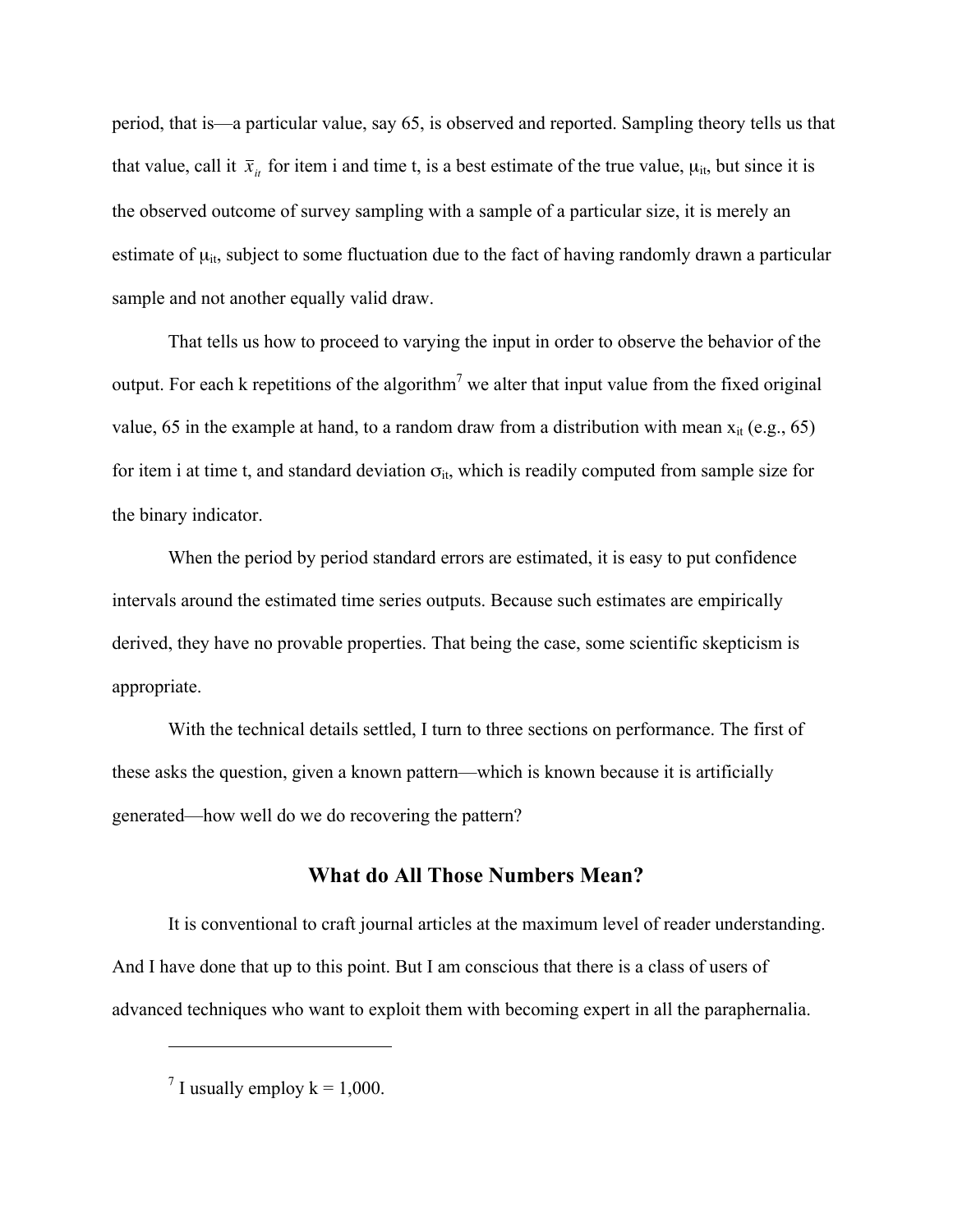period, that is—a particular value, say 65, is observed and reported. Sampling theory tells us that that value, call it $\bar{x}_{it}$ for item i and time t, is a best estimate of the true value, $\mu_{it}$, but since it is the observed outcome of survey sampling with a sample of a particular size, it is merely an estimate of $\mu_{it}$, subject to some fluctuation due to the fact of having randomly drawn a particular sample and not another equally valid draw.

That tells us how to proceed to varying the input in order to observe the behavior of the output. For each k repetitions of the algorithm[7] we alter that input value from the fixed original value, 65 in the example at hand, to a random draw from a distribution with mean $x_{it}$ (e.g., 65) for item i at time t, and standard deviation $\sigma_{it}$, which is readily computed from sample size for the binary indicator.

When the period by period standard errors are estimated, it is easy to put confidence intervals around the estimated time series outputs. Because such estimates are empirically derived, they have no provable properties. That being the case, some scientific skepticism is appropriate.

With the technical details settled, I turn to three sections on performance. The first of these asks the question, given a known pattern—which is known because it is artificially generated—how well do we do recovering the pattern?

## What do All Those Numbers Mean?

It is conventional to craft journal articles at the maximum level of reader understanding. And I have done that up to this point. But I am conscious that there is a class of users of advanced techniques who want to exploit them with becoming expert in all the paraphernalia.

---

[7] I usually employ k = 1,000.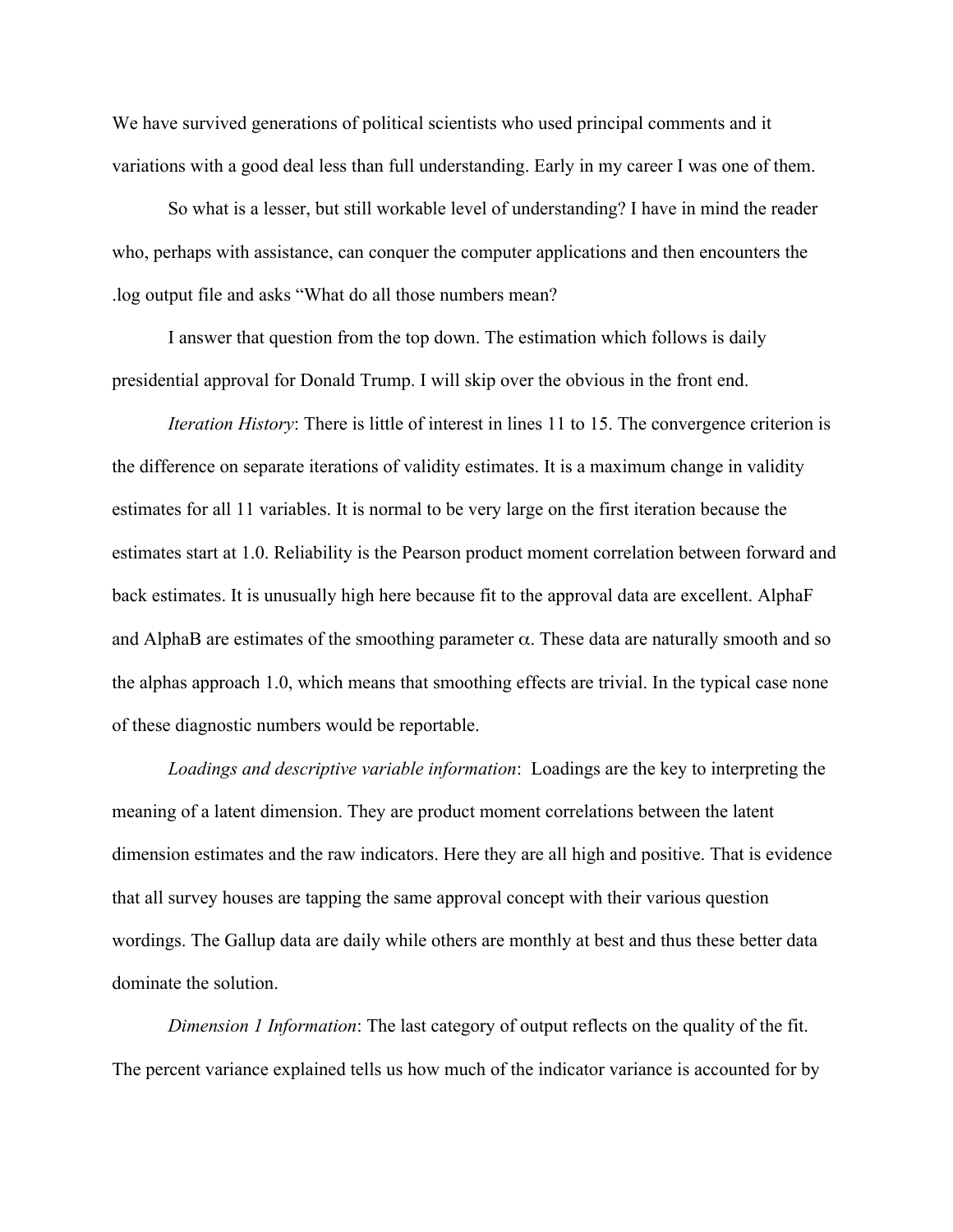We have survived generations of political scientists who used principal comments and it variations with a good deal less than full understanding. Early in my career I was one of them.

So what is a lesser, but still workable level of understanding? I have in mind the reader who, perhaps with assistance, can conquer the computer applications and then encounters the .log output file and asks "What do all those numbers mean?

I answer that question from the top down. The estimation which follows is daily presidential approval for Donald Trump. I will skip over the obvious in the front end.

*Iteration History*: There is little of interest in lines 11 to 15. The convergence criterion is the difference on separate iterations of validity estimates. It is a maximum change in validity estimates for all 11 variables. It is normal to be very large on the first iteration because the estimates start at 1.0. Reliability is the Pearson product moment correlation between forward and back estimates. It is unusually high here because fit to the approval data are excellent. AlphaF and AlphaB are estimates of the smoothing parameter $\alpha$. These data are naturally smooth and so the alphas approach 1.0, which means that smoothing effects are trivial. In the typical case none of these diagnostic numbers would be reportable.

*Loadings and descriptive variable information*: Loadings are the key to interpreting the meaning of a latent dimension. They are product moment correlations between the latent dimension estimates and the raw indicators. Here they are all high and positive. That is evidence that all survey houses are tapping the same approval concept with their various question wordings. The Gallup data are daily while others are monthly at best and thus these better data dominate the solution.

*Dimension 1 Information*: The last category of output reflects on the quality of the fit. The percent variance explained tells us how much of the indicator variance is accounted for by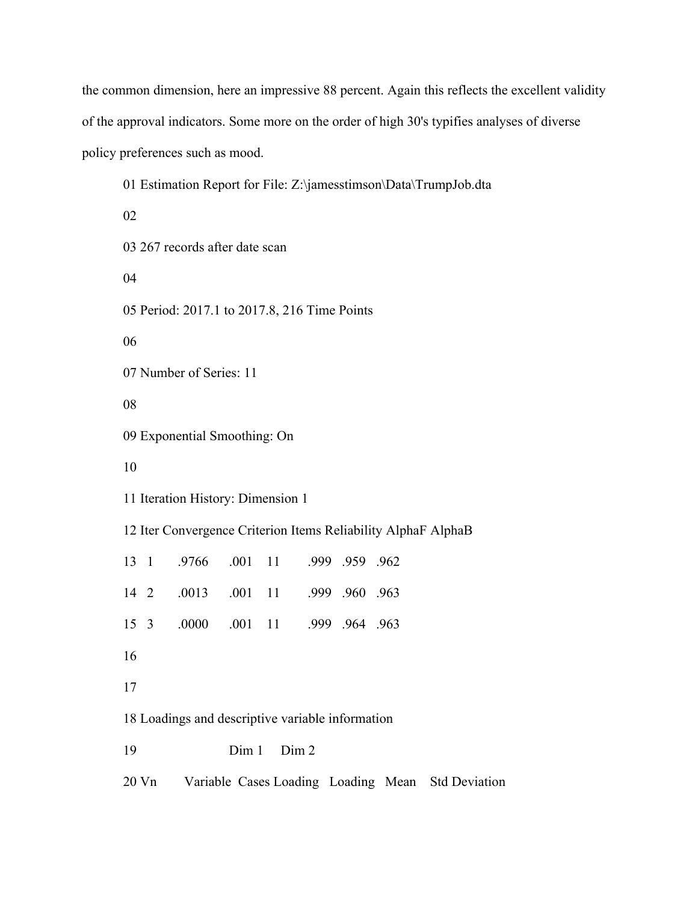the common dimension, here an impressive 88 percent. Again this reflects the excellent validity of the approval indicators. Some more on the order of high 30's typifies analyses of diverse policy preferences such as mood.

```
01 Estimation Report for File: Z:\jamesstimson\Data\TrumpJob.dta
02
03 267 records after date scan
04
05 Period: 2017.1 to 2017.8, 216 Time Points
06
07 Number of Series: 11
08
09 Exponential Smoothing: On
10
11 Iteration History: Dimension 1
12 Iter Convergence Criterion Items Reliability AlphaF AlphaB
13   1      .9766     .001    11       .999   .959   .962
14   2      .0013     .001    11       .999   .960   .963
15   3      .0000     .001    11       .999   .964   .963
16
17
18 Loadings and descriptive variable information
19                    Dim 1     Dim 2
20 Vn       Variable  Cases Loading   Loading   Mean    Std Deviation
```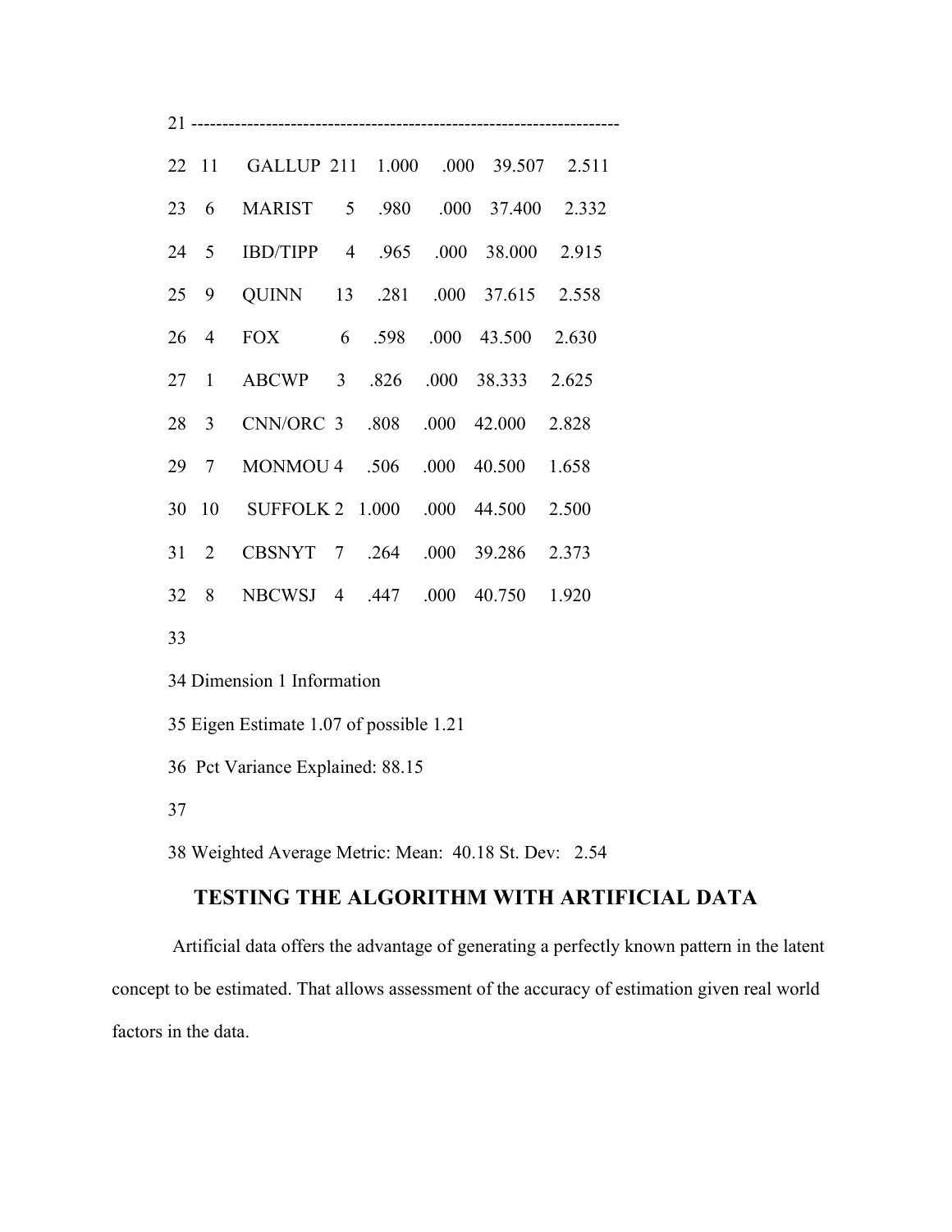21 -------------------------------------------------------------------

| | | | | | | | |
|---|---|---|---|---|---|---|---|
| 22 | 11 | GALLUP | 211 | 1.000 | .000 | 39.507 | 2.511 |
| 23 | 6 | MARIST | 5 | .980 | .000 | 37.400 | 2.332 |
| 24 | 5 | IBD/TIPP | 4 | .965 | .000 | 38.000 | 2.915 |
| 25 | 9 | QUINN | 13 | .281 | .000 | 37.615 | 2.558 |
| 26 | 4 | FOX | 6 | .598 | .000 | 43.500 | 2.630 |
| 27 | 1 | ABCWP | 3 | .826 | .000 | 38.333 | 2.625 |
| 28 | 3 | CNN/ORC | 3 | .808 | .000 | 42.000 | 2.828 |
| 29 | 7 | MONMOU | 4 | .506 | .000 | 40.500 | 1.658 |
| 30 | 10 | SUFFOLK | 2 | 1.000 | .000 | 44.500 | 2.500 |
| 31 | 2 | CBSNYT | 7 | .264 | .000 | 39.286 | 2.373 |
| 32 | 8 | NBCWSJ | 4 | .447 | .000 | 40.750 | 1.920 |

33

34 Dimension 1 Information

35 Eigen Estimate 1.07 of possible 1.21

36 Pct Variance Explained: 88.15

37

38 Weighted Average Metric: Mean: 40.18 St. Dev: 2.54

## TESTING THE ALGORITHM WITH ARTIFICIAL DATA

Artificial data offers the advantage of generating a perfectly known pattern in the latent concept to be estimated. That allows assessment of the accuracy of estimation given real world factors in the data.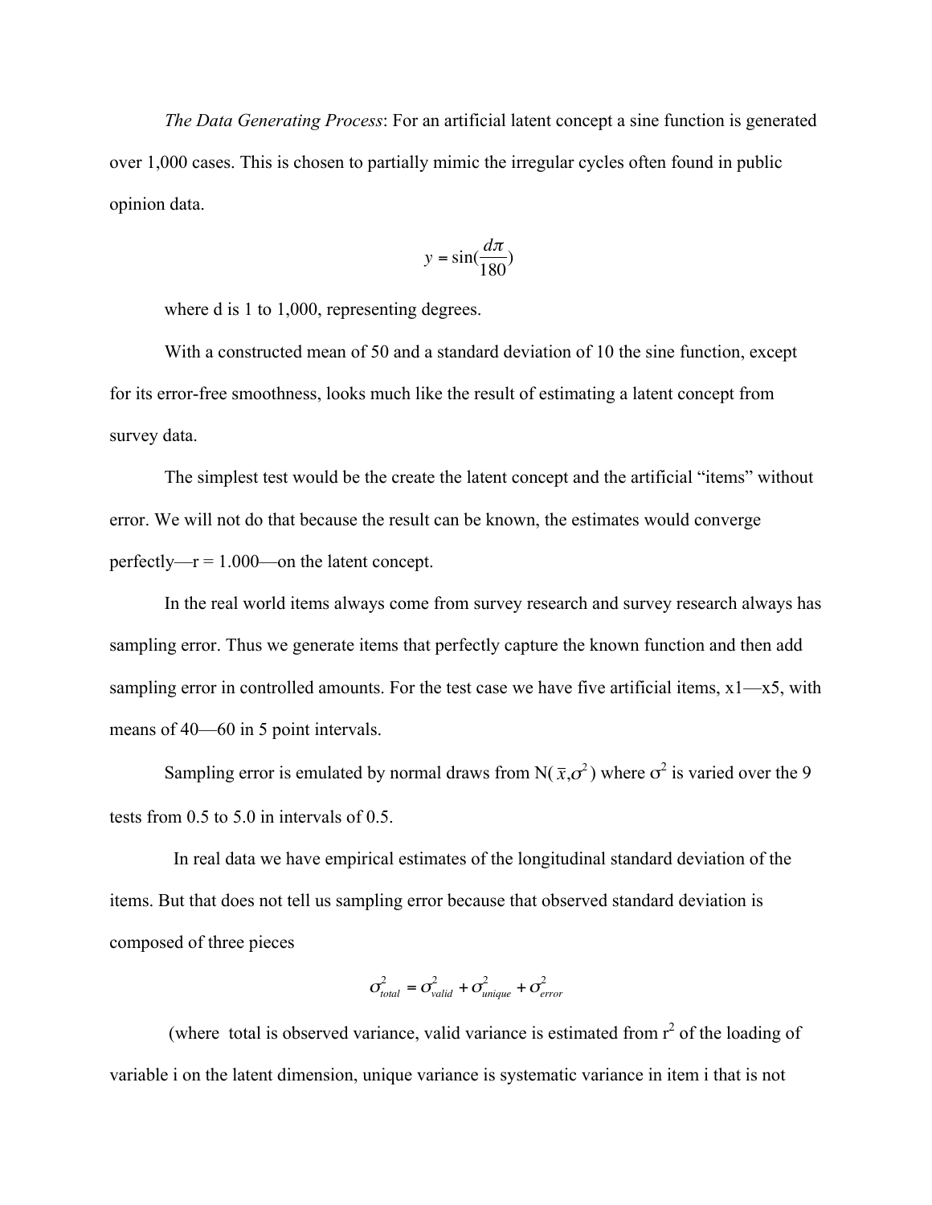*The Data Generating Process*: For an artificial latent concept a sine function is generated over 1,000 cases. This is chosen to partially mimic the irregular cycles often found in public opinion data.

$$y = \sin(\frac{d\pi}{180})$$

where d is 1 to 1,000, representing degrees.

With a constructed mean of 50 and a standard deviation of 10 the sine function, except for its error-free smoothness, looks much like the result of estimating a latent concept from survey data.

The simplest test would be the create the latent concept and the artificial "items" without error. We will not do that because the result can be known, the estimates would converge perfectly—r = 1.000—on the latent concept.

In the real world items always come from survey research and survey research always has sampling error. Thus we generate items that perfectly capture the known function and then add sampling error in controlled amounts. For the test case we have five artificial items, x1—x5, with means of 40—60 in 5 point intervals.

Sampling error is emulated by normal draws from $N(\bar{x},\sigma^2)$ where $\sigma^2$ is varied over the 9 tests from 0.5 to 5.0 in intervals of 0.5.

In real data we have empirical estimates of the longitudinal standard deviation of the items. But that does not tell us sampling error because that observed standard deviation is composed of three pieces

$$\sigma^2_{total} = \sigma^2_{valid} + \sigma^2_{unique} + \sigma^2_{error}$$

(where total is observed variance, valid variance is estimated from $r^2$ of the loading of variable i on the latent dimension, unique variance is systematic variance in item i that is not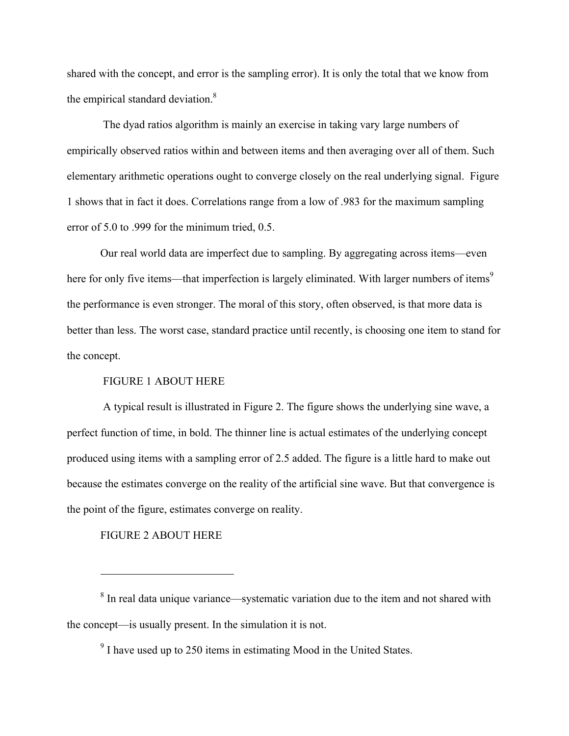shared with the concept, and error is the sampling error). It is only the total that we know from the empirical standard deviation.[8]

The dyad ratios algorithm is mainly an exercise in taking vary large numbers of empirically observed ratios within and between items and then averaging over all of them. Such elementary arithmetic operations ought to converge closely on the real underlying signal. Figure 1 shows that in fact it does. Correlations range from a low of .983 for the maximum sampling error of 5.0 to .999 for the minimum tried, 0.5.

Our real world data are imperfect due to sampling. By aggregating across items—even here for only five items—that imperfection is largely eliminated. With larger numbers of items[9] the performance is even stronger. The moral of this story, often observed, is that more data is better than less. The worst case, standard practice until recently, is choosing one item to stand for the concept.

FIGURE 1 ABOUT HERE

A typical result is illustrated in Figure 2. The figure shows the underlying sine wave, a perfect function of time, in bold. The thinner line is actual estimates of the underlying concept produced using items with a sampling error of 2.5 added. The figure is a little hard to make out because the estimates converge on the reality of the artificial sine wave. But that convergence is the point of the figure, estimates converge on reality.

FIGURE 2 ABOUT HERE

---

[8] In real data unique variance—systematic variation due to the item and not shared with the concept—is usually present. In the simulation it is not.

[9] I have used up to 250 items in estimating Mood in the United States.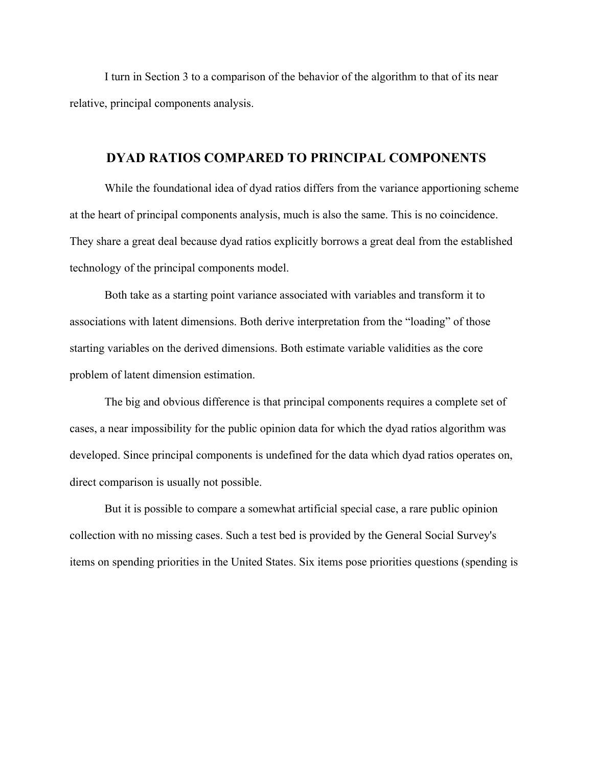I turn in Section 3 to a comparison of the behavior of the algorithm to that of its near relative, principal components analysis.

## DYAD RATIOS COMPARED TO PRINCIPAL COMPONENTS

While the foundational idea of dyad ratios differs from the variance apportioning scheme at the heart of principal components analysis, much is also the same. This is no coincidence. They share a great deal because dyad ratios explicitly borrows a great deal from the established technology of the principal components model.

Both take as a starting point variance associated with variables and transform it to associations with latent dimensions. Both derive interpretation from the "loading" of those starting variables on the derived dimensions. Both estimate variable validities as the core problem of latent dimension estimation.

The big and obvious difference is that principal components requires a complete set of cases, a near impossibility for the public opinion data for which the dyad ratios algorithm was developed. Since principal components is undefined for the data which dyad ratios operates on, direct comparison is usually not possible.

But it is possible to compare a somewhat artificial special case, a rare public opinion collection with no missing cases. Such a test bed is provided by the General Social Survey's items on spending priorities in the United States. Six items pose priorities questions (spending is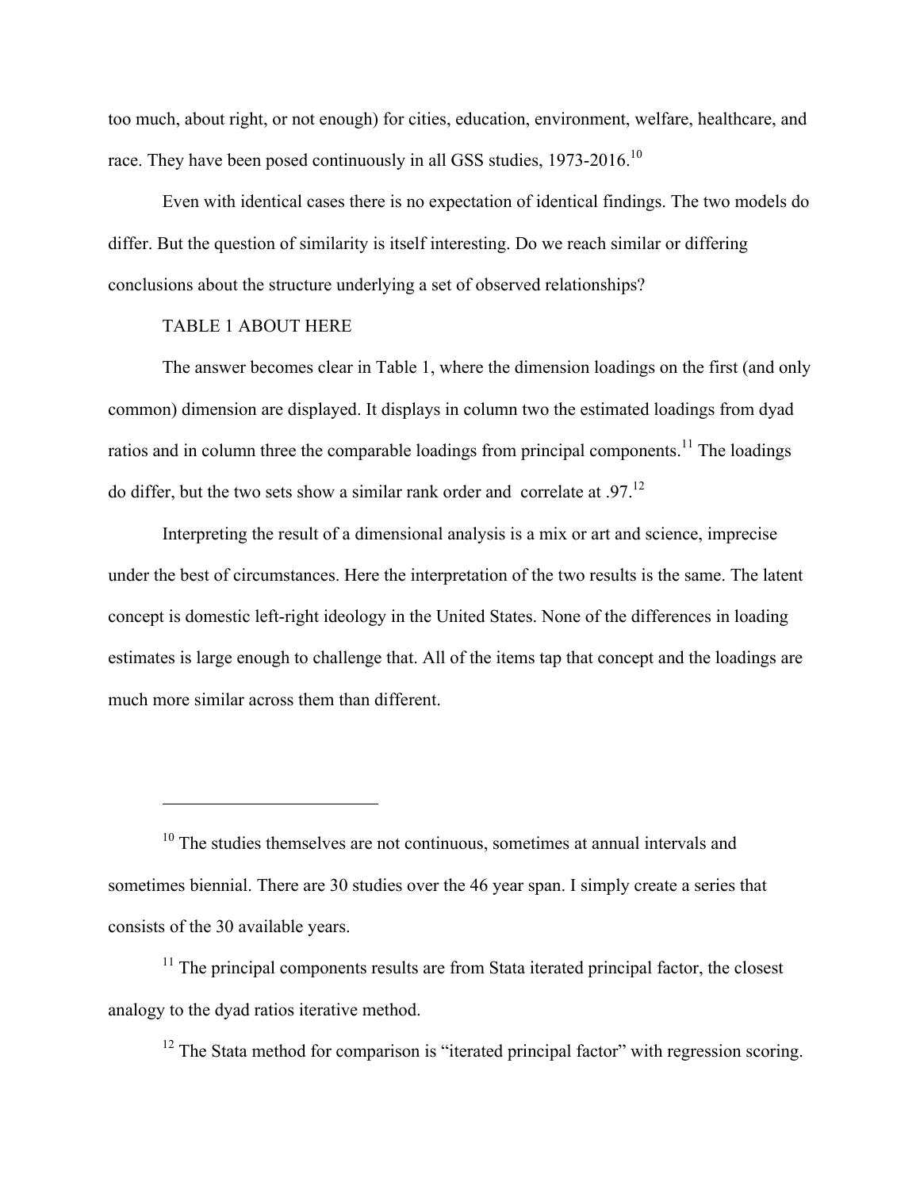too much, about right, or not enough) for cities, education, environment, welfare, healthcare, and race. They have been posed continuously in all GSS studies, 1973-2016.[10]

Even with identical cases there is no expectation of identical findings. The two models do differ. But the question of similarity is itself interesting. Do we reach similar or differing conclusions about the structure underlying a set of observed relationships?

TABLE 1 ABOUT HERE

The answer becomes clear in Table 1, where the dimension loadings on the first (and only common) dimension are displayed. It displays in column two the estimated loadings from dyad ratios and in column three the comparable loadings from principal components.[11] The loadings do differ, but the two sets show a similar rank order and correlate at .97.[12]

Interpreting the result of a dimensional analysis is a mix or art and science, imprecise under the best of circumstances. Here the interpretation of the two results is the same. The latent concept is domestic left-right ideology in the United States. None of the differences in loading estimates is large enough to challenge that. All of the items tap that concept and the loadings are much more similar across them than different.

---

[10] The studies themselves are not continuous, sometimes at annual intervals and sometimes biennial. There are 30 studies over the 46 year span. I simply create a series that consists of the 30 available years.

[11] The principal components results are from Stata iterated principal factor, the closest analogy to the dyad ratios iterative method.

[12] The Stata method for comparison is "iterated principal factor" with regression scoring.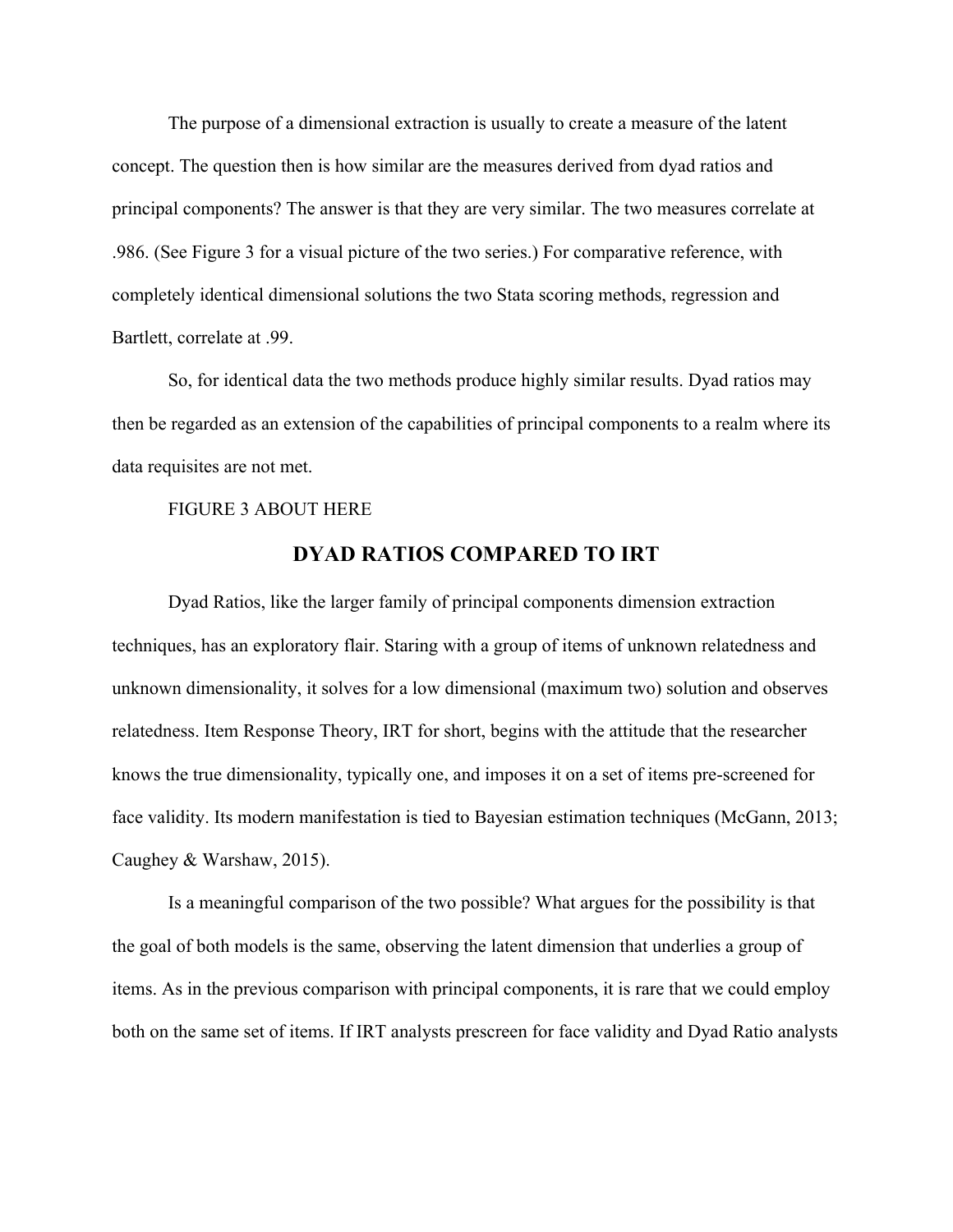The purpose of a dimensional extraction is usually to create a measure of the latent concept. The question then is how similar are the measures derived from dyad ratios and principal components? The answer is that they are very similar. The two measures correlate at .986. (See Figure 3 for a visual picture of the two series.) For comparative reference, with completely identical dimensional solutions the two Stata scoring methods, regression and Bartlett, correlate at .99.

So, for identical data the two methods produce highly similar results. Dyad ratios may then be regarded as an extension of the capabilities of principal components to a realm where its data requisites are not met.

FIGURE 3 ABOUT HERE

## DYAD RATIOS COMPARED TO IRT

Dyad Ratios, like the larger family of principal components dimension extraction techniques, has an exploratory flair. Staring with a group of items of unknown relatedness and unknown dimensionality, it solves for a low dimensional (maximum two) solution and observes relatedness. Item Response Theory, IRT for short, begins with the attitude that the researcher knows the true dimensionality, typically one, and imposes it on a set of items pre-screened for face validity. Its modern manifestation is tied to Bayesian estimation techniques (McGann, 2013; Caughey & Warshaw, 2015).

Is a meaningful comparison of the two possible? What argues for the possibility is that the goal of both models is the same, observing the latent dimension that underlies a group of items. As in the previous comparison with principal components, it is rare that we could employ both on the same set of items. If IRT analysts prescreen for face validity and Dyad Ratio analysts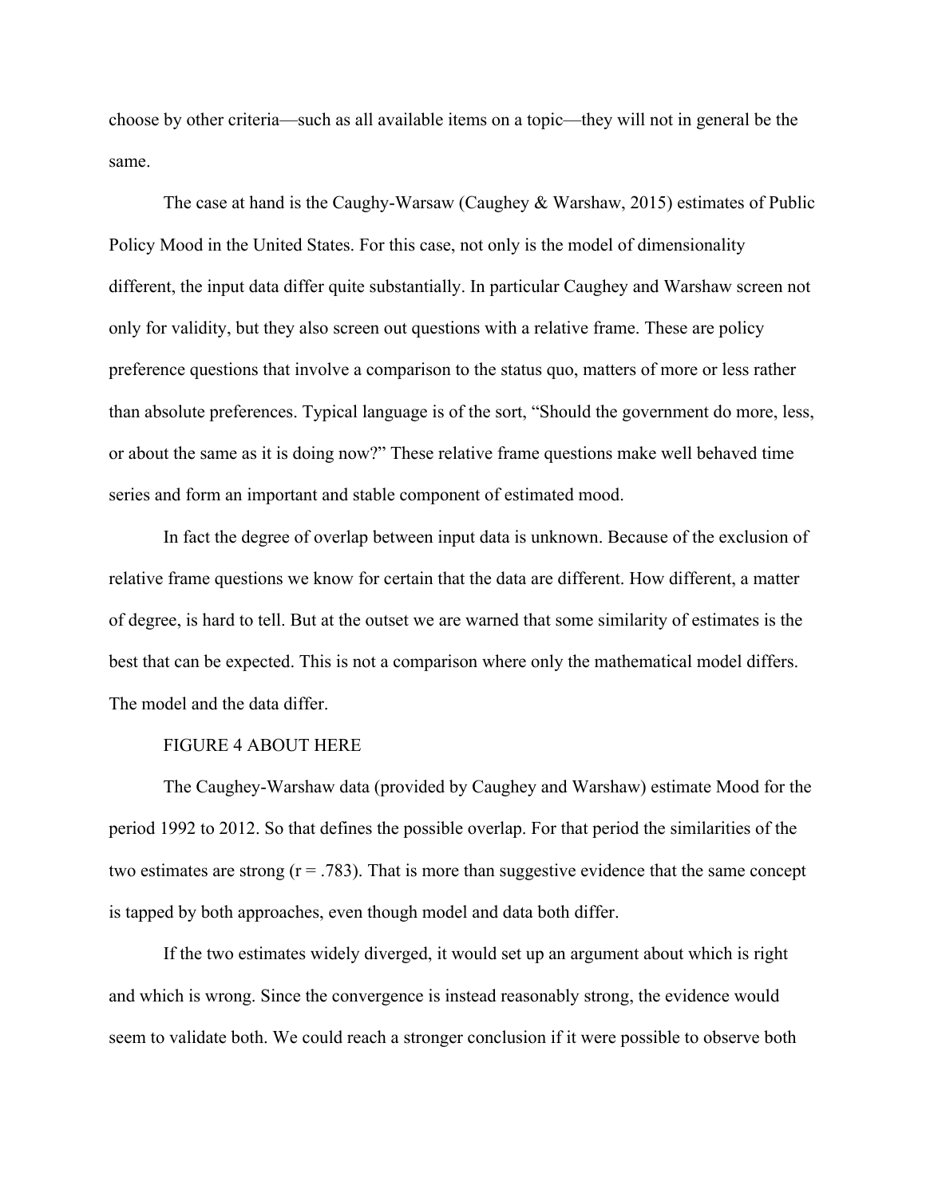choose by other criteria—such as all available items on a topic—they will not in general be the same.

The case at hand is the Caughy-Warsaw (Caughey & Warshaw, 2015) estimates of Public Policy Mood in the United States. For this case, not only is the model of dimensionality different, the input data differ quite substantially. In particular Caughey and Warshaw screen not only for validity, but they also screen out questions with a relative frame. These are policy preference questions that involve a comparison to the status quo, matters of more or less rather than absolute preferences. Typical language is of the sort, "Should the government do more, less, or about the same as it is doing now?" These relative frame questions make well behaved time series and form an important and stable component of estimated mood.

In fact the degree of overlap between input data is unknown. Because of the exclusion of relative frame questions we know for certain that the data are different. How different, a matter of degree, is hard to tell. But at the outset we are warned that some similarity of estimates is the best that can be expected. This is not a comparison where only the mathematical model differs. The model and the data differ.

FIGURE 4 ABOUT HERE

The Caughey-Warshaw data (provided by Caughey and Warshaw) estimate Mood for the period 1992 to 2012. So that defines the possible overlap. For that period the similarities of the two estimates are strong ($r = .783$). That is more than suggestive evidence that the same concept is tapped by both approaches, even though model and data both differ.

If the two estimates widely diverged, it would set up an argument about which is right and which is wrong. Since the convergence is instead reasonably strong, the evidence would seem to validate both. We could reach a stronger conclusion if it were possible to observe both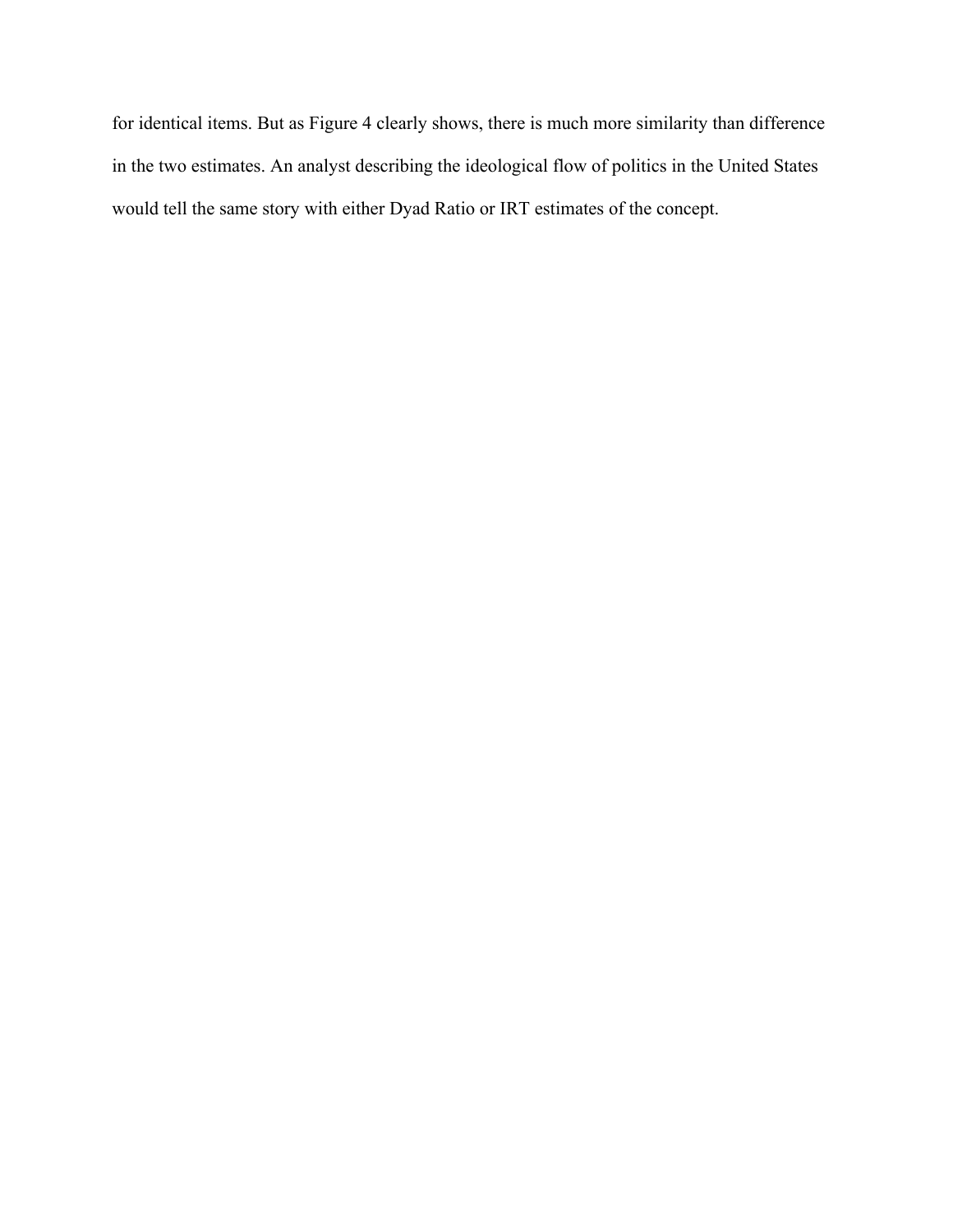for identical items. But as Figure 4 clearly shows, there is much more similarity than difference in the two estimates. An analyst describing the ideological flow of politics in the United States would tell the same story with either Dyad Ratio or IRT estimates of the concept.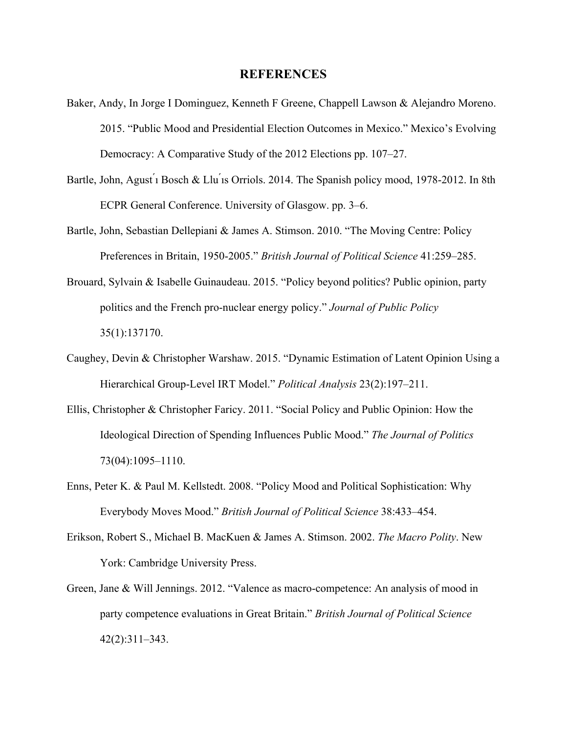## REFERENCES

Baker, Andy, In Jorge I Dominguez, Kenneth F Greene, Chappell Lawson & Alejandro Moreno. 2015. "Public Mood and Presidential Election Outcomes in Mexico." Mexico's Evolving Democracy: A Comparative Study of the 2012 Elections pp. 107–27.

Bartle, John, Agustí Bosch & Lluís Orriols. 2014. The Spanish policy mood, 1978-2012. In 8th ECPR General Conference. University of Glasgow. pp. 3–6.

Bartle, John, Sebastian Dellepiani & James A. Stimson. 2010. "The Moving Centre: Policy Preferences in Britain, 1950-2005." *British Journal of Political Science* 41:259–285.

Brouard, Sylvain & Isabelle Guinaudeau. 2015. "Policy beyond politics? Public opinion, party politics and the French pro-nuclear energy policy." *Journal of Public Policy* 35(1):137170.

Caughey, Devin & Christopher Warshaw. 2015. "Dynamic Estimation of Latent Opinion Using a Hierarchical Group-Level IRT Model." *Political Analysis* 23(2):197–211.

Ellis, Christopher & Christopher Faricy. 2011. "Social Policy and Public Opinion: How the Ideological Direction of Spending Influences Public Mood." *The Journal of Politics* 73(04):1095–1110.

Enns, Peter K. & Paul M. Kellstedt. 2008. "Policy Mood and Political Sophistication: Why Everybody Moves Mood." *British Journal of Political Science* 38:433–454.

Erikson, Robert S., Michael B. MacKuen & James A. Stimson. 2002. *The Macro Polity*. New York: Cambridge University Press.

Green, Jane & Will Jennings. 2012. "Valence as macro-competence: An analysis of mood in party competence evaluations in Great Britain." *British Journal of Political Science* 42(2):311–343.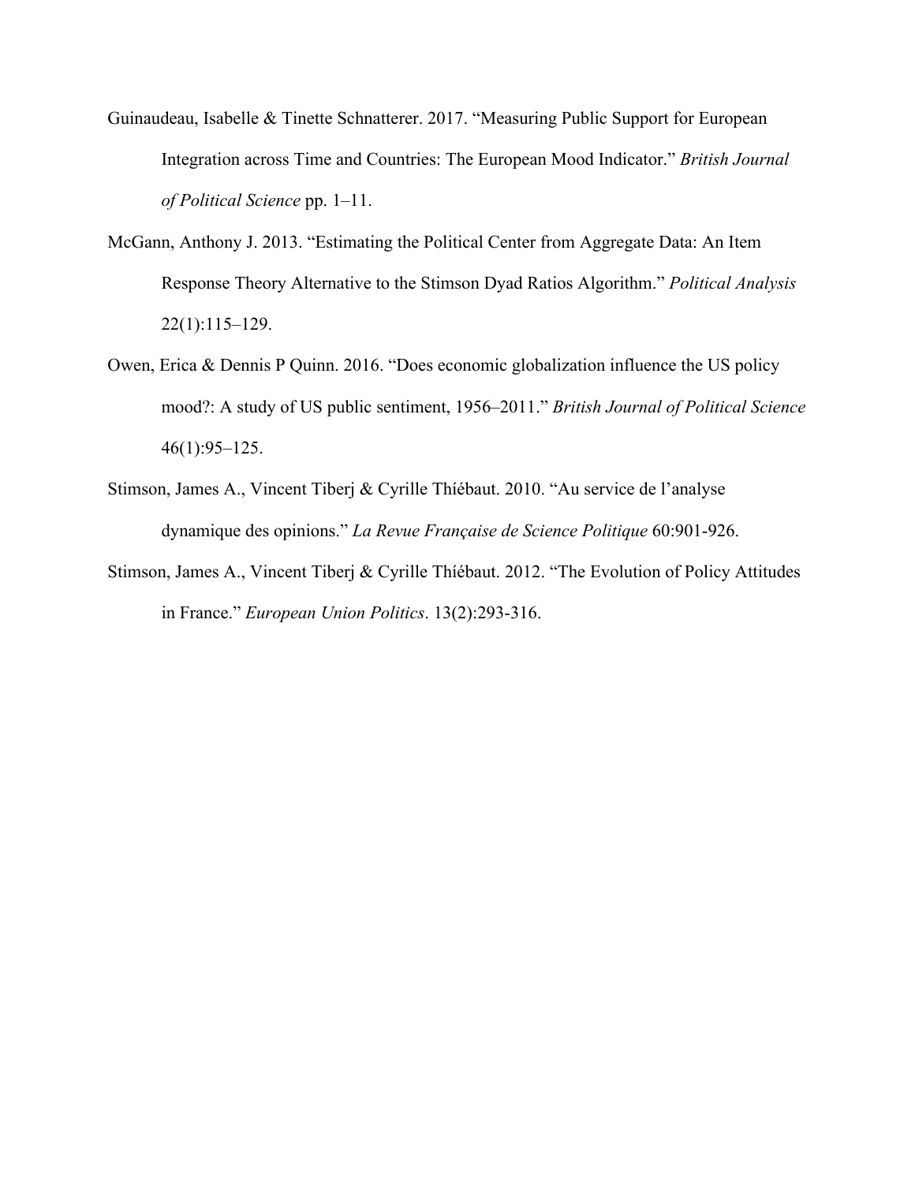Guinaudeau, Isabelle & Tinette Schnatterer. 2017. "Measuring Public Support for European Integration across Time and Countries: The European Mood Indicator." *British Journal of Political Science* pp. 1–11.

McGann, Anthony J. 2013. "Estimating the Political Center from Aggregate Data: An Item Response Theory Alternative to the Stimson Dyad Ratios Algorithm." *Political Analysis* 22(1):115–129.

Owen, Erica & Dennis P Quinn. 2016. "Does economic globalization influence the US policy mood?: A study of US public sentiment, 1956–2011." *British Journal of Political Science* 46(1):95–125.

Stimson, James A., Vincent Tiberj & Cyrille Thíébaut. 2010. "Au service de l'analyse dynamique des opinions." *La Revue Française de Science Politique* 60:901-926.

Stimson, James A., Vincent Tiberj & Cyrille Thíébaut. 2012. "The Evolution of Policy Attitudes in France." *European Union Politics*. 13(2):293-316.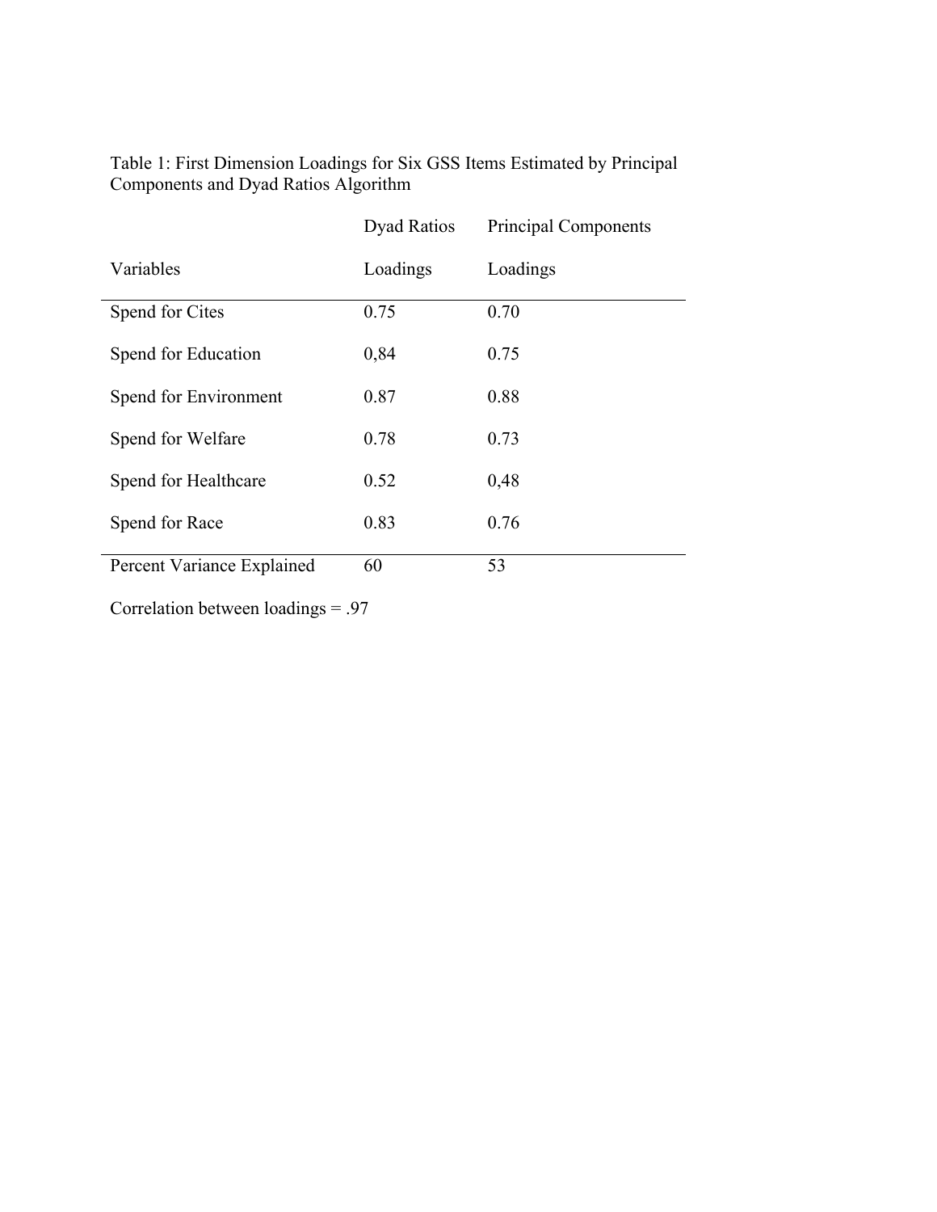Table 1: First Dimension Loadings for Six GSS Items Estimated by Principal Components and Dyad Ratios Algorithm

| | Dyad Ratios | Principal Components |
|---|---|---|
| Variables | Loadings | Loadings |
| Spend for Cites | 0.75 | 0.70 |
| Spend for Education | 0,84 | 0.75 |
| Spend for Environment | 0.87 | 0.88 |
| Spend for Welfare | 0.78 | 0.73 |
| Spend for Healthcare | 0.52 | 0,48 |
| Spend for Race | 0.83 | 0.76 |
| Percent Variance Explained | 60 | 53 |

Correlation between loadings = .97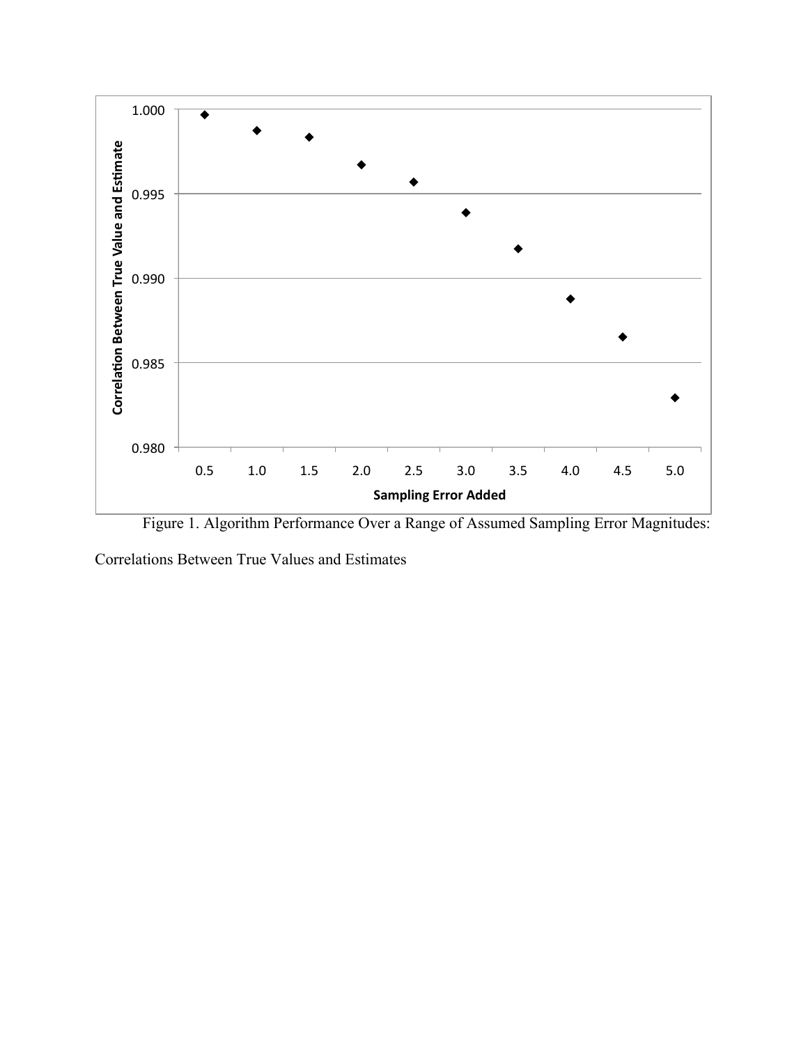Figure 1. Algorithm Performance Over a Range of Assumed Sampling Error Magnitudes: Correlations Between True Values and Estimates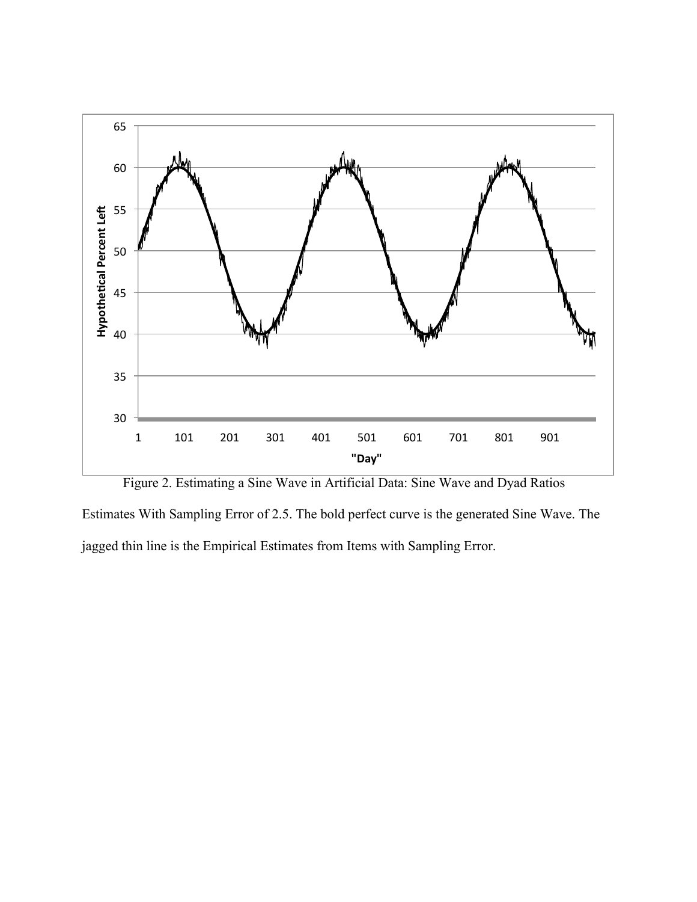Figure 2. Estimating a Sine Wave in Artificial Data: Sine Wave and Dyad Ratios Estimates With Sampling Error of 2.5. The bold perfect curve is the generated Sine Wave. The jagged thin line is the Empirical Estimates from Items with Sampling Error.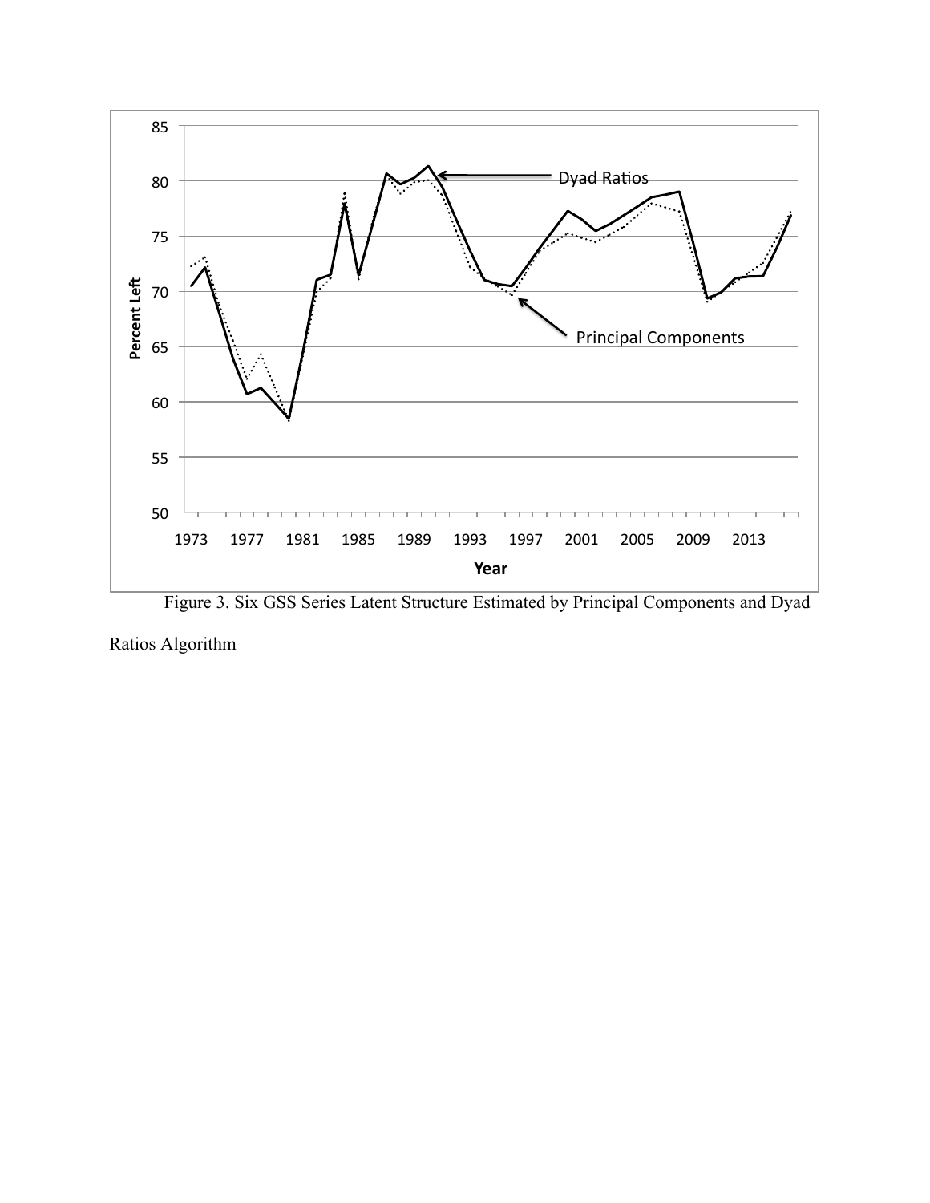Figure 3. Six GSS Series Latent Structure Estimated by Principal Components and Dyad Ratios Algorithm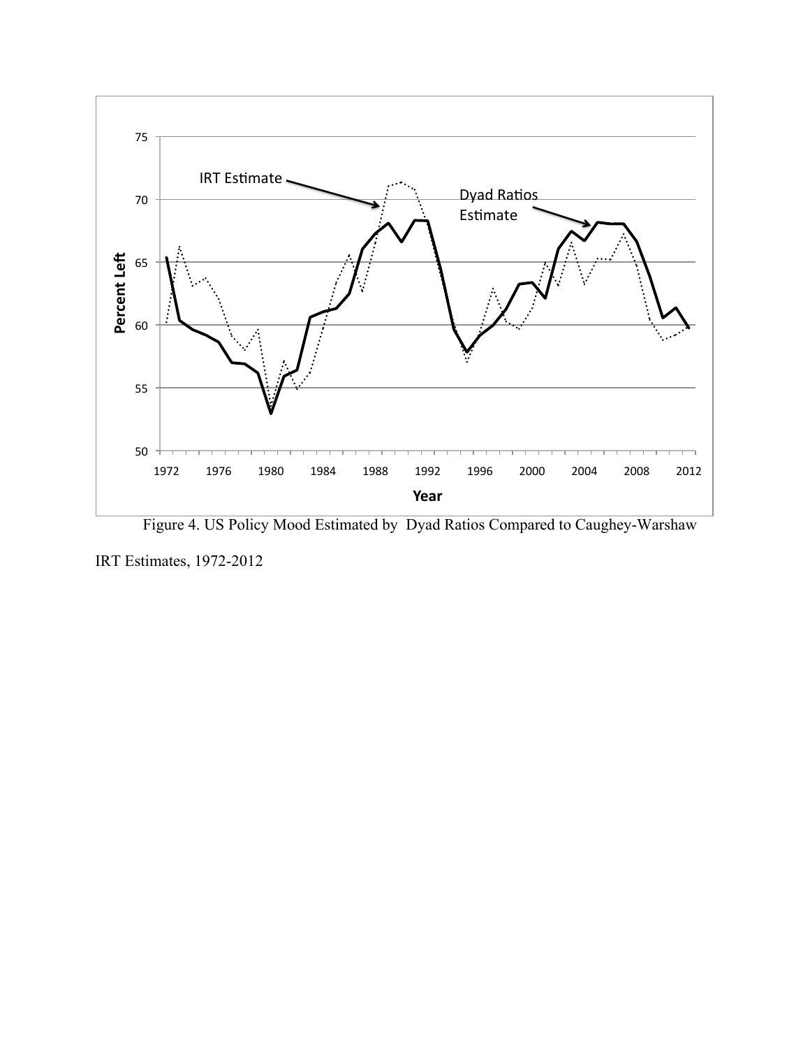75

70

65

60

55

50

IRT Estimate

Dyad Ratios Estimate

Percent Left

1972 1976 1980 1984 1988 1992 1996 2000 2004 2008 2012

Year

Figure 4. US Policy Mood Estimated by Dyad Ratios Compared to Caughey-Warshaw IRT Estimates, 1972-2012